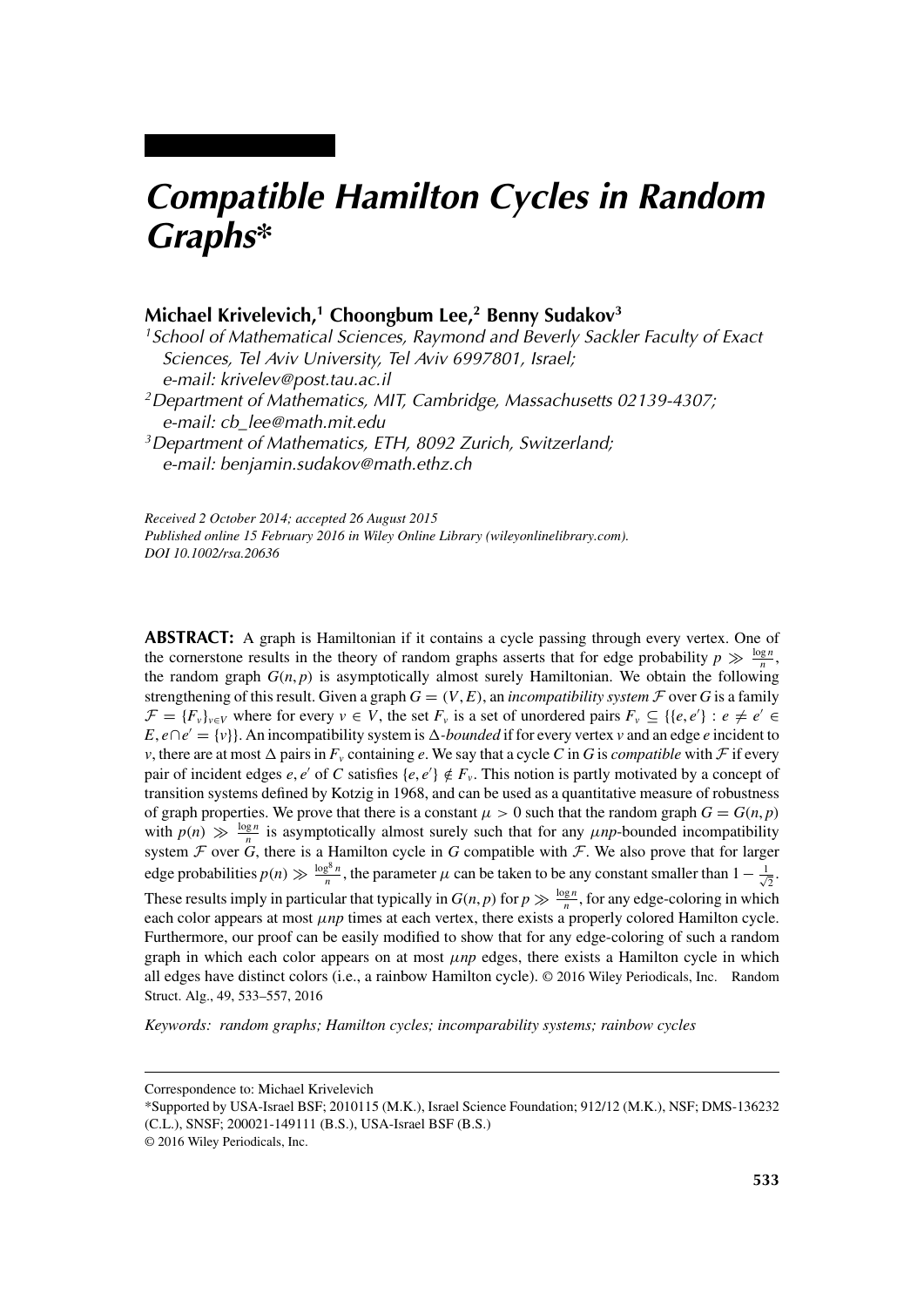# *Compatible Hamilton Cycles in Random Graphs\**

### Michael Krivelevich,[1] Choongbum Lee,[2] Benny Sudakov[3]

[1] *School of Mathematical Sciences, Raymond and Beverly Sackler Faculty of Exact Sciences, Tel Aviv University, Tel Aviv 6997801, Israel; e-mail: krivelev@post.tau.ac.il*

[2] *Department of Mathematics, MIT, Cambridge, Massachusetts 02139-4307; e-mail: cb_lee@math.mit.edu*

[3] *Department of Mathematics, ETH, 8092 Zurich, Switzerland; e-mail: benjamin.sudakov@math.ethz.ch*

*Received 2 October 2014; accepted 26 August 2015*
*Published online 15 February 2016 in Wiley Online Library (wileyonlinelibrary.com).*
*DOI 10.1002/rsa.20636*

**ABSTRACT:** A graph is Hamiltonian if it contains a cycle passing through every vertex. One of the cornerstone results in the theory of random graphs asserts that for edge probability $p \gg \frac{\log n}{n}$, the random graph $G(n,p)$ is asymptotically almost surely Hamiltonian. We obtain the following strengthening of this result. Given a graph $G = (V,E)$, an *incompatibility system* $\mathcal{F}$ over $G$ is a family $\mathcal{F} = \{F_v\}_{v \in V}$ where for every $v \in V$, the set $F_v$ is a set of unordered pairs $F_v \subseteq \{\{e,e'\} : e \neq e' \in E, e \cap e' = \{v\}\}$. An incompatibility system is $\Delta$*-bounded* if for every vertex $v$ and an edge $e$ incident to $v$, there are at most $\Delta$ pairs in $F_v$ containing $e$. We say that a cycle $C$ in $G$ is *compatible* with $\mathcal{F}$ if every pair of incident edges $e, e'$ of $C$ satisfies $\{e,e'\} \notin F_v$. This notion is partly motivated by a concept of transition systems defined by Kotzig in 1968, and can be used as a quantitative measure of robustness of graph properties. We prove that there is a constant $\mu > 0$ such that the random graph $G = G(n,p)$ with $p(n) \gg \frac{\log n}{n}$ is asymptotically almost surely such that for any $\mu np$-bounded incompatibility system $\mathcal{F}$ over $G$, there is a Hamilton cycle in $G$ compatible with $\mathcal{F}$. We also prove that for larger edge probabilities $p(n) \gg \frac{\log^8 n}{n}$, the parameter $\mu$ can be taken to be any constant smaller than $1 - \frac{1}{\sqrt{2}}$. These results imply in particular that typically in $G(n,p)$ for $p \gg \frac{\log n}{n}$, for any edge-coloring in which each color appears at most $\mu np$ times at each vertex, there exists a properly colored Hamilton cycle. Furthermore, our proof can be easily modified to show that for any edge-coloring of such a random graph in which each color appears on at most $\mu np$ edges, there exists a Hamilton cycle in which all edges have distinct colors (i.e., a rainbow Hamilton cycle). © 2016 Wiley Periodicals, Inc. Random Struct. Alg., 49, 533–557, 2016

*Keywords: random graphs; Hamilton cycles; incomparability systems; rainbow cycles*

---

Correspondence to: Michael Krivelevich
\*Supported by USA-Israel BSF; 2010115 (M.K.), Israel Science Foundation; 912/12 (M.K.), NSF; DMS-136232 (C.L.), SNSF; 200021-149111 (B.S.), USA-Israel BSF (B.S.)
© 2016 Wiley Periodicals, Inc.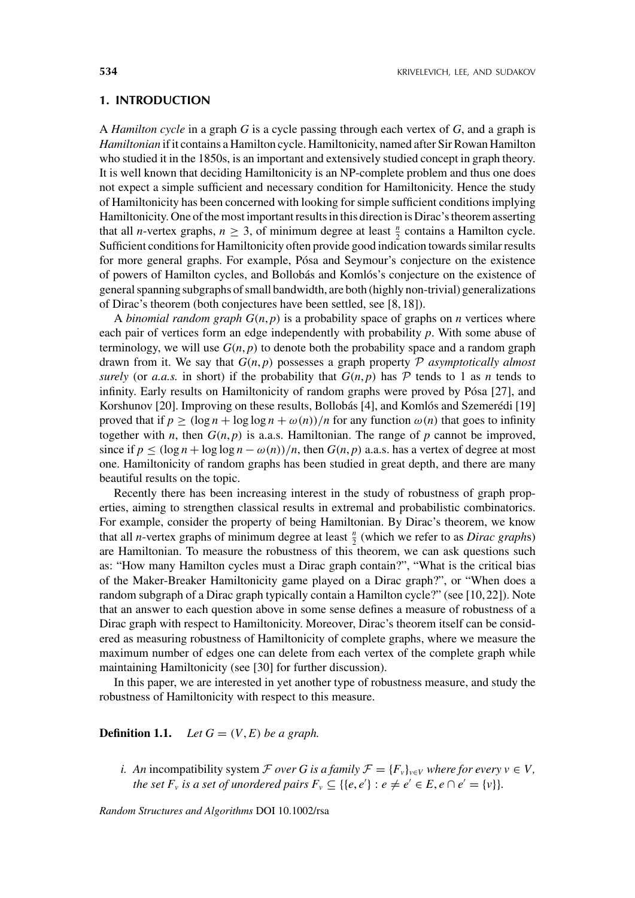## 1. INTRODUCTION

A *Hamilton cycle* in a graph $G$ is a cycle passing through each vertex of $G$, and a graph is *Hamiltonian* if it contains a Hamilton cycle. Hamiltonicity, named after Sir Rowan Hamilton who studied it in the 1850s, is an important and extensively studied concept in graph theory. It is well known that deciding Hamiltonicity is an NP-complete problem and thus one does not expect a simple sufficient and necessary condition for Hamiltonicity. Hence the study of Hamiltonicity has been concerned with looking for simple sufficient conditions implying Hamiltonicity. One of the most important results in this direction is Dirac's theorem asserting that all $n$-vertex graphs, $n \geq 3$, of minimum degree at least $\frac{n}{2}$ contains a Hamilton cycle. Sufficient conditions for Hamiltonicity often provide good indication towards similar results for more general graphs. For example, Pósa and Seymour's conjecture on the existence of powers of Hamilton cycles, and Bollobás and Komlós's conjecture on the existence of general spanning subgraphs of small bandwidth, are both (highly non-trivial) generalizations of Dirac's theorem (both conjectures have been settled, see [8, 18]).

A *binomial random graph* $G(n,p)$ is a probability space of graphs on $n$ vertices where each pair of vertices form an edge independently with probability $p$. With some abuse of terminology, we will use $G(n,p)$ to denote both the probability space and a random graph drawn from it. We say that $G(n,p)$ possesses a graph property $\mathcal{P}$ *asymptotically almost surely* (or *a.a.s.* in short) if the probability that $G(n,p)$ has $\mathcal{P}$ tends to 1 as $n$ tends to infinity. Early results on Hamiltonicity of random graphs were proved by Pósa [27], and Korshunov [20]. Improving on these results, Bollobás [4], and Komlós and Szemerédi [19] proved that if $p \geq (\log n + \log \log n + \omega(n))/n$ for any function $\omega(n)$ that goes to infinity together with $n$, then $G(n,p)$ is a.a.s. Hamiltonian. The range of $p$ cannot be improved, since if $p \leq (\log n + \log \log n - \omega(n))/n$, then $G(n,p)$ a.a.s. has a vertex of degree at most one. Hamiltonicity of random graphs has been studied in great depth, and there are many beautiful results on the topic.

Recently there has been increasing interest in the study of robustness of graph properties, aiming to strengthen classical results in extremal and probabilistic combinatorics. For example, consider the property of being Hamiltonian. By Dirac's theorem, we know that all $n$-vertex graphs of minimum degree at least $\frac{n}{2}$ (which we refer to as *Dirac graph*s) are Hamiltonian. To measure the robustness of this theorem, we can ask questions such as: "How many Hamilton cycles must a Dirac graph contain?", "What is the critical bias of the Maker-Breaker Hamiltonicity game played on a Dirac graph?", or "When does a random subgraph of a Dirac graph typically contain a Hamilton cycle?" (see [10, 22]). Note that an answer to each question above in some sense defines a measure of robustness of a Dirac graph with respect to Hamiltonicity. Moreover, Dirac's theorem itself can be considered as measuring robustness of Hamiltonicity of complete graphs, where we measure the maximum number of edges one can delete from each vertex of the complete graph while maintaining Hamiltonicity (see [30] for further discussion).

In this paper, we are interested in yet another type of robustness measure, and study the robustness of Hamiltonicity with respect to this measure.

**Definition 1.1.** *Let $G = (V, E)$ be a graph.*

*i. An* incompatibility system $\mathcal{F}$ *over $G$ is a family $\mathcal{F} = \{F_v\}_{v \in V}$ where for every $v \in V$, the set $F_v$ is a set of unordered pairs $F_v \subseteq \{\{e, e'\} : e \neq e' \in E, e \cap e' = \{v\}\}$.*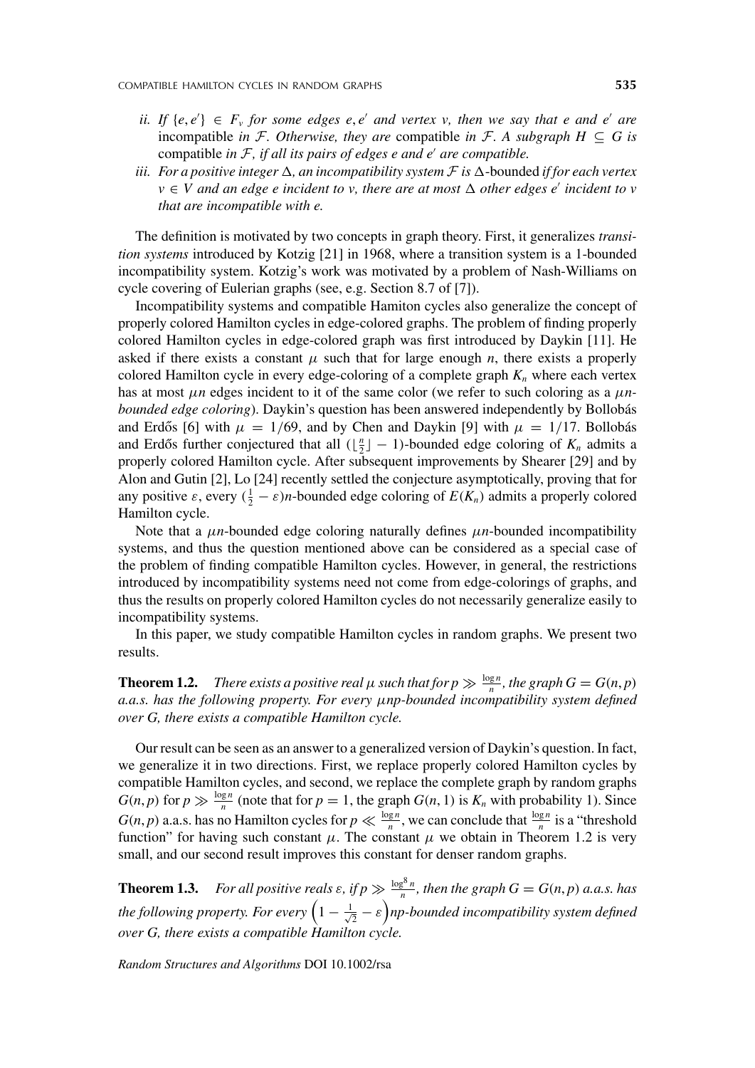*ii. If* $\{e, e'\} \in F_v$ *for some edges* $e, e'$ *and vertex* $v$*, then we say that* $e$ *and* $e'$ *are* incompatible *in* $\mathcal{F}$*. Otherwise, they are* compatible *in* $\mathcal{F}$*. A subgraph* $H \subseteq G$ *is* compatible *in* $\mathcal{F}$*, if all its pairs of edges* $e$ *and* $e'$ *are compatible.*

*iii. For a positive integer* $\Delta$*, an incompatibility system* $\mathcal{F}$ *is* $\Delta$-bounded *if for each vertex* $v \in V$ *and an edge* $e$ *incident to* $v$*, there are at most* $\Delta$ *other edges* $e'$ *incident to* $v$ *that are incompatible with* $e$*.*

The definition is motivated by two concepts in graph theory. First, it generalizes *transition systems* introduced by Kotzig [21] in 1968, where a transition system is a 1-bounded incompatibility system. Kotzig's work was motivated by a problem of Nash-Williams on cycle covering of Eulerian graphs (see, e.g. Section 8.7 of [7]).

Incompatibility systems and compatible Hamiton cycles also generalize the concept of properly colored Hamilton cycles in edge-colored graphs. The problem of finding properly colored Hamilton cycles in edge-colored graph was first introduced by Daykin [11]. He asked if there exists a constant $\mu$ such that for large enough $n$, there exists a properly colored Hamilton cycle in every edge-coloring of a complete graph $K_n$ where each vertex has at most $\mu n$ edges incident to it of the same color (we refer to such coloring as a $\mu n$-*bounded edge coloring*). Daykin's question has been answered independently by Bollobás and Erdős [6] with $\mu = 1/69$, and by Chen and Daykin [9] with $\mu = 1/17$. Bollobás and Erdős further conjectured that all $(\lfloor \frac{n}{2} \rfloor - 1)$-bounded edge coloring of $K_n$ admits a properly colored Hamilton cycle. After subsequent improvements by Shearer [29] and by Alon and Gutin [2], Lo [24] recently settled the conjecture asymptotically, proving that for any positive $\varepsilon$, every $(\frac{1}{2} - \varepsilon)n$-bounded edge coloring of $E(K_n)$ admits a properly colored Hamilton cycle.

Note that a $\mu n$-bounded edge coloring naturally defines $\mu n$-bounded incompatibility systems, and thus the question mentioned above can be considered as a special case of the problem of finding compatible Hamilton cycles. However, in general, the restrictions introduced by incompatibility systems need not come from edge-colorings of graphs, and thus the results on properly colored Hamilton cycles do not necessarily generalize easily to incompatibility systems.

In this paper, we study compatible Hamilton cycles in random graphs. We present two results.

**Theorem 1.2.** *There exists a positive real* $\mu$ *such that for* $p \gg \frac{\log n}{n}$*, the graph* $G = G(n,p)$ *a.a.s. has the following property. For every* $\mu np$*-bounded incompatibility system defined over* $G$*, there exists a compatible Hamilton cycle.*

Our result can be seen as an answer to a generalized version of Daykin's question. In fact, we generalize it in two directions. First, we replace properly colored Hamilton cycles by compatible Hamilton cycles, and second, we replace the complete graph by random graphs $G(n,p)$ for $p \gg \frac{\log n}{n}$ (note that for $p = 1$, the graph $G(n,1)$ is $K_n$ with probability 1). Since $G(n,p)$ a.a.s. has no Hamilton cycles for $p \ll \frac{\log n}{n}$, we can conclude that $\frac{\log n}{n}$ is a "threshold function" for having such constant $\mu$. The constant $\mu$ we obtain in Theorem 1.2 is very small, and our second result improves this constant for denser random graphs.

**Theorem 1.3.** *For all positive reals* $\varepsilon$*, if* $p \gg \frac{\log^8 n}{n}$*, then the graph* $G = G(n,p)$ *a.a.s. has the following property. For every* $\left(1 - \frac{1}{\sqrt{2}} - \varepsilon\right)np$*-bounded incompatibility system defined over* $G$*, there exists a compatible Hamilton cycle.*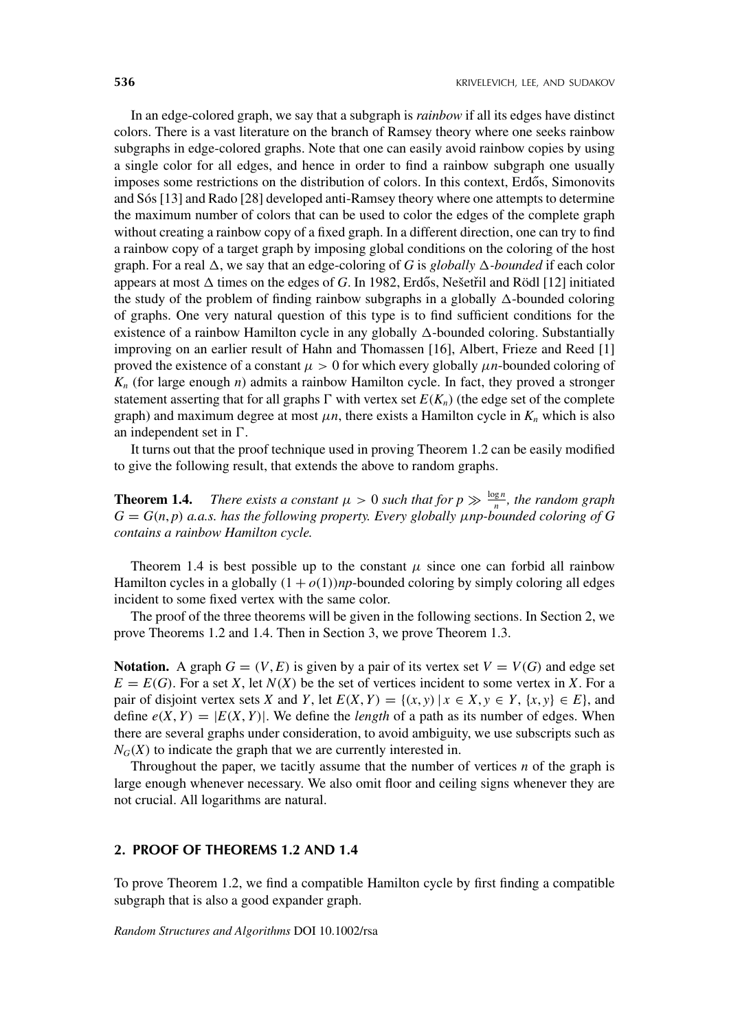In an edge-colored graph, we say that a subgraph is *rainbow* if all its edges have distinct colors. There is a vast literature on the branch of Ramsey theory where one seeks rainbow subgraphs in edge-colored graphs. Note that one can easily avoid rainbow copies by using a single color for all edges, and hence in order to find a rainbow subgraph one usually imposes some restrictions on the distribution of colors. In this context, Erdős, Simonovits and Sós [13] and Rado [28] developed anti-Ramsey theory where one attempts to determine the maximum number of colors that can be used to color the edges of the complete graph without creating a rainbow copy of a fixed graph. In a different direction, one can try to find a rainbow copy of a target graph by imposing global conditions on the coloring of the host graph. For a real $\Delta$, we say that an edge-coloring of $G$ is *globally $\Delta$-bounded* if each color appears at most $\Delta$ times on the edges of $G$. In 1982, Erdős, Nešetřil and Rödl [12] initiated the study of the problem of finding rainbow subgraphs in a globally $\Delta$-bounded coloring of graphs. One very natural question of this type is to find sufficient conditions for the existence of a rainbow Hamilton cycle in any globally $\Delta$-bounded coloring. Substantially improving on an earlier result of Hahn and Thomassen [16], Albert, Frieze and Reed [1] proved the existence of a constant $\mu > 0$ for which every globally $\mu n$-bounded coloring of $K_n$ (for large enough $n$) admits a rainbow Hamilton cycle. In fact, they proved a stronger statement asserting that for all graphs $\Gamma$ with vertex set $E(K_n)$ (the edge set of the complete graph) and maximum degree at most $\mu n$, there exists a Hamilton cycle in $K_n$ which is also an independent set in $\Gamma$.

It turns out that the proof technique used in proving Theorem 1.2 can be easily modified to give the following result, that extends the above to random graphs.

**Theorem 1.4.** *There exists a constant $\mu > 0$ such that for $p \gg \frac{\log n}{n}$, the random graph $G = G(n, p)$ a.a.s. has the following property. Every globally $\mu np$-bounded coloring of $G$ contains a rainbow Hamilton cycle.*

Theorem 1.4 is best possible up to the constant $\mu$ since one can forbid all rainbow Hamilton cycles in a globally $(1 + o(1))np$-bounded coloring by simply coloring all edges incident to some fixed vertex with the same color.

The proof of the three theorems will be given in the following sections. In Section 2, we prove Theorems 1.2 and 1.4. Then in Section 3, we prove Theorem 1.3.

**Notation.** A graph $G = (V, E)$ is given by a pair of its vertex set $V = V(G)$ and edge set $E = E(G)$. For a set $X$, let $N(X)$ be the set of vertices incident to some vertex in $X$. For a pair of disjoint vertex sets $X$ and $Y$, let $E(X, Y) = \{(x, y) \mid x \in X, y \in Y, \{x, y\} \in E\}$, and define $e(X, Y) = |E(X, Y)|$. We define the *length* of a path as its number of edges. When there are several graphs under consideration, to avoid ambiguity, we use subscripts such as $N_G(X)$ to indicate the graph that we are currently interested in.

Throughout the paper, we tacitly assume that the number of vertices $n$ of the graph is large enough whenever necessary. We also omit floor and ceiling signs whenever they are not crucial. All logarithms are natural.

## 2. PROOF OF THEOREMS 1.2 AND 1.4

To prove Theorem 1.2, we find a compatible Hamilton cycle by first finding a compatible subgraph that is also a good expander graph.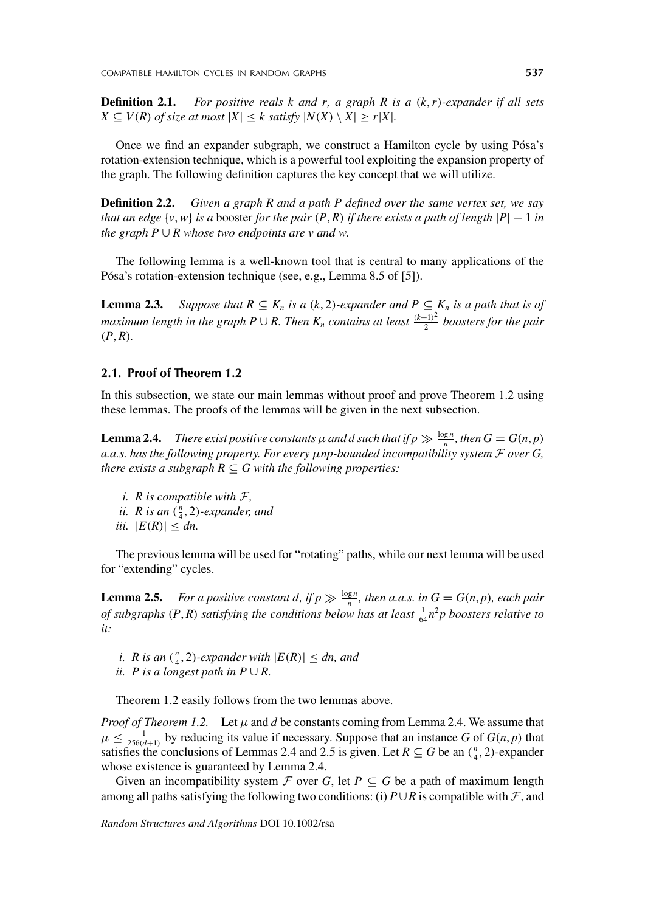**Definition 2.1.** *For positive reals $k$ and $r$, a graph $R$ is a $(k,r)$-expander if all sets $X \subseteq V(R)$ of size at most $|X| \leq k$ satisfy $|N(X) \setminus X| \geq r|X|$.*

Once we find an expander subgraph, we construct a Hamilton cycle by using Pósa's rotation-extension technique, which is a powerful tool exploiting the expansion property of the graph. The following definition captures the key concept that we will utilize.

**Definition 2.2.** *Given a graph $R$ and a path $P$ defined over the same vertex set, we say that an edge $\{v,w\}$ is a* booster *for the pair $(P,R)$ if there exists a path of length $|P|-1$ in the graph $P \cup R$ whose two endpoints are $v$ and $w$.*

The following lemma is a well-known tool that is central to many applications of the Pósa's rotation-extension technique (see, e.g., Lemma 8.5 of [5]).

**Lemma 2.3.** *Suppose that $R \subseteq K_n$ is a $(k,2)$-expander and $P \subseteq K_n$ is a path that is of maximum length in the graph $P \cup R$. Then $K_n$ contains at least $\frac{(k+1)^2}{2}$ boosters for the pair $(P,R)$.*

## 2.1. Proof of Theorem 1.2

In this subsection, we state our main lemmas without proof and prove Theorem 1.2 using these lemmas. The proofs of the lemmas will be given in the next subsection.

**Lemma 2.4.** *There exist positive constants $\mu$ and $d$ such that if $p \gg \frac{\log n}{n}$, then $G = G(n,p)$ a.a.s. has the following property. For every $\mu np$-bounded incompatibility system $\mathcal{F}$ over $G$, there exists a subgraph $R \subseteq G$ with the following properties:*

*i. $R$ is compatible with $\mathcal{F}$,*
*ii. $R$ is an $(\frac{n}{4},2)$-expander, and*
*iii. $|E(R)| \leq dn$.*

The previous lemma will be used for "rotating" paths, while our next lemma will be used for "extending" cycles.

**Lemma 2.5.** *For a positive constant $d$, if $p \gg \frac{\log n}{n}$, then a.a.s. in $G = G(n,p)$, each pair of subgraphs $(P,R)$ satisfying the conditions below has at least $\frac{1}{64}n^2p$ boosters relative to it:*

*i. $R$ is an $(\frac{n}{4},2)$-expander with $|E(R)| \leq dn$, and*
*ii. $P$ is a longest path in $P \cup R$.*

Theorem 1.2 easily follows from the two lemmas above.

*Proof of Theorem 1.2.* Let $\mu$ and $d$ be constants coming from Lemma 2.4. We assume that $\mu \leq \frac{1}{256(d+1)}$ by reducing its value if necessary. Suppose that an instance $G$ of $G(n,p)$ that satisfies the conclusions of Lemmas 2.4 and 2.5 is given. Let $R \subseteq G$ be an $(\frac{n}{4},2)$-expander whose existence is guaranteed by Lemma 2.4.

Given an incompatibility system $\mathcal{F}$ over $G$, let $P \subseteq G$ be a path of maximum length among all paths satisfying the following two conditions: (i) $P \cup R$ is compatible with $\mathcal{F}$, and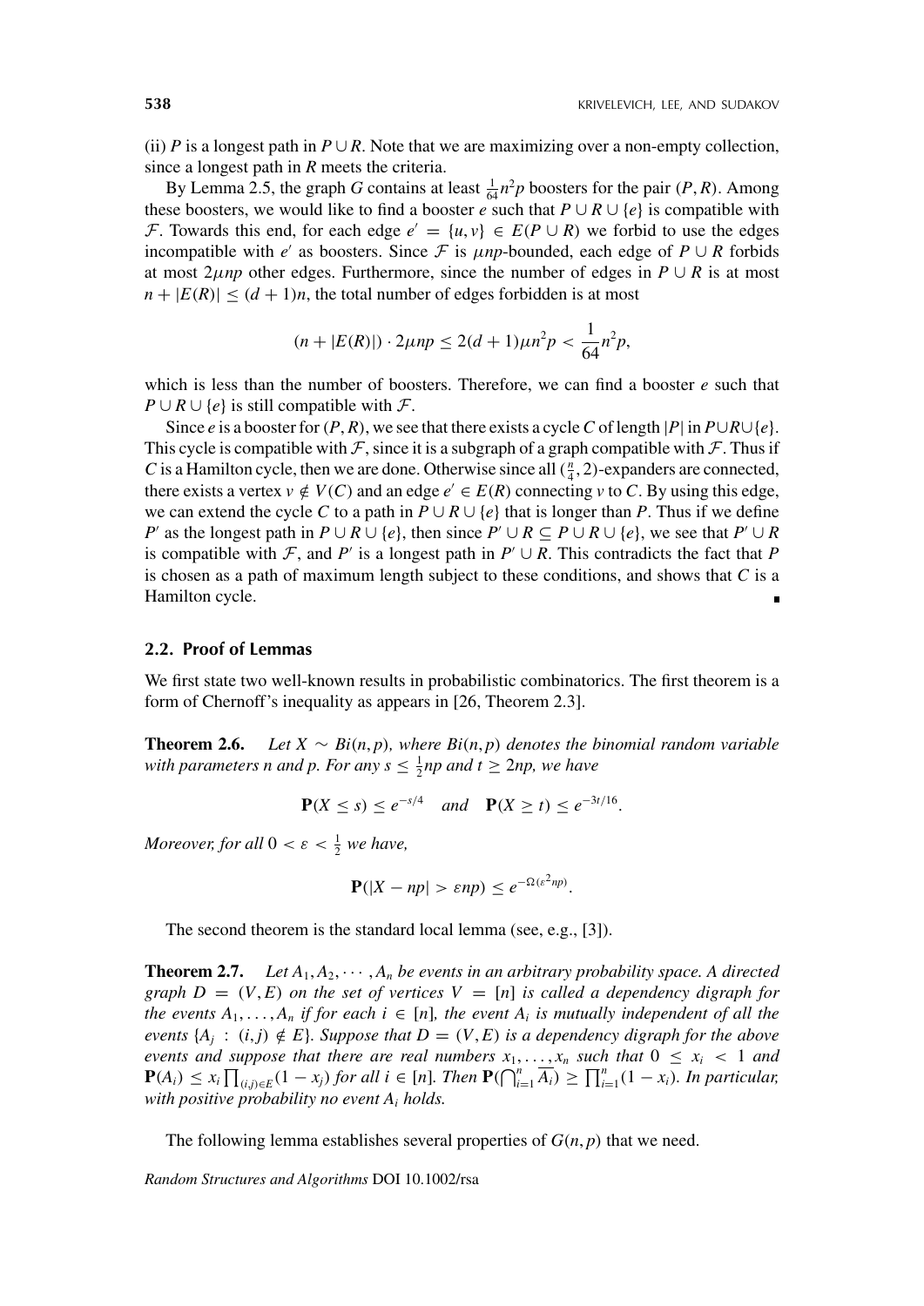(ii) $P$ is a longest path in $P \cup R$. Note that we are maximizing over a non-empty collection, since a longest path in $R$ meets the criteria.

By Lemma 2.5, the graph $G$ contains at least $\frac{1}{64}n^2p$ boosters for the pair $(P, R)$. Among these boosters, we would like to find a booster $e$ such that $P \cup R \cup \{e\}$ is compatible with $\mathcal{F}$. Towards this end, for each edge $e' = \{u, v\} \in E(P \cup R)$ we forbid to use the edges incompatible with $e'$ as boosters. Since $\mathcal{F}$ is $\mu np$-bounded, each edge of $P \cup R$ forbids at most $2\mu np$ other edges. Furthermore, since the number of edges in $P \cup R$ is at most $n + |E(R)| \leq (d+1)n$, the total number of edges forbidden is at most

$$(n + |E(R)|) \cdot 2\mu np \leq 2(d+1)\mu n^2 p < \frac{1}{64}n^2 p,$$

which is less than the number of boosters. Therefore, we can find a booster $e$ such that $P \cup R \cup \{e\}$ is still compatible with $\mathcal{F}$.

Since $e$ is a booster for $(P, R)$, we see that there exists a cycle $C$ of length $|P|$ in $P \cup R \cup \{e\}$. This cycle is compatible with $\mathcal{F}$, since it is a subgraph of a graph compatible with $\mathcal{F}$. Thus if $C$ is a Hamilton cycle, then we are done. Otherwise since all $(\frac{n}{4}, 2)$-expanders are connected, there exists a vertex $v \notin V(C)$ and an edge $e' \in E(R)$ connecting $v$ to $C$. By using this edge, we can extend the cycle $C$ to a path in $P \cup R \cup \{e\}$ that is longer than $P$. Thus if we define $P'$ as the longest path in $P \cup R \cup \{e\}$, then since $P' \cup R \subseteq P \cup R \cup \{e\}$, we see that $P' \cup R$ is compatible with $\mathcal{F}$, and $P'$ is a longest path in $P' \cup R$. This contradicts the fact that $P$ is chosen as a path of maximum length subject to these conditions, and shows that $C$ is a Hamilton cycle. ∎

### 2.2. Proof of Lemmas

We first state two well-known results in probabilistic combinatorics. The first theorem is a form of Chernoff's inequality as appears in [26, Theorem 2.3].

**Theorem 2.6.** *Let $X \sim Bi(n, p)$, where $Bi(n, p)$ denotes the binomial random variable with parameters $n$ and $p$. For any $s \leq \frac{1}{2}np$ and $t \geq 2np$, we have*

$$\mathbf{P}(X \leq s) \leq e^{-s/4} \quad \text{and} \quad \mathbf{P}(X \geq t) \leq e^{-3t/16}.$$

*Moreover, for all $0 < \varepsilon < \frac{1}{2}$ we have,*

$$\mathbf{P}(|X - np| > \varepsilon np) \leq e^{-\Omega(\varepsilon^2 np)}.$$

The second theorem is the standard local lemma (see, e.g., [3]).

**Theorem 2.7.** *Let $A_1, A_2, \cdots, A_n$ be events in an arbitrary probability space. A directed graph $D = (V, E)$ on the set of vertices $V = [n]$ is called a dependency digraph for the events $A_1, \ldots, A_n$ if for each $i \in [n]$, the event $A_i$ is mutually independent of all the events $\{A_j : (i,j) \notin E\}$. Suppose that $D = (V, E)$ is a dependency digraph for the above events and suppose that there are real numbers $x_1, \ldots, x_n$ such that $0 \leq x_i < 1$ and $\mathbf{P}(A_i) \leq x_i \prod_{(i,j) \in E}(1 - x_j)$ for all $i \in [n]$. Then $\mathbf{P}(\bigcap_{i=1}^n \overline{A_i}) \geq \prod_{i=1}^n (1 - x_i)$. In particular, with positive probability no event $A_i$ holds.*

The following lemma establishes several properties of $G(n, p)$ that we need.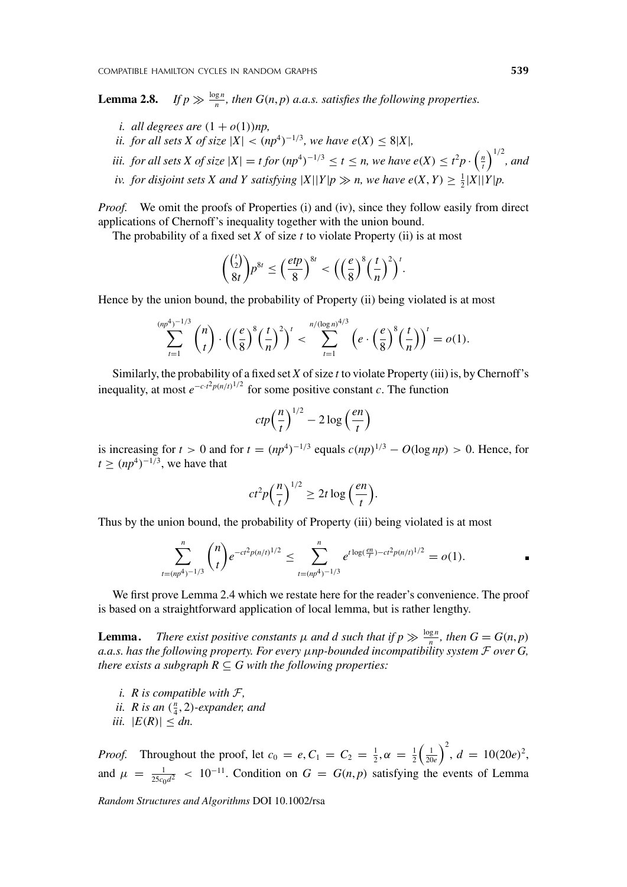**Lemma 2.8.** *If $p \gg \frac{\log n}{n}$, then $G(n,p)$ a.a.s. satisfies the following properties.*

*i. all degrees are $(1+o(1))np$,*

*ii. for all sets $X$ of size $|X| < (np^4)^{-1/3}$, we have $e(X) \le 8|X|$,*

*iii. for all sets $X$ of size $|X| = t$ for $(np^4)^{-1/3} \le t \le n$, we have $e(X) \le t^2 p \cdot \left(\frac{n}{t}\right)^{1/2}$, and*

*iv. for disjoint sets $X$ and $Y$ satisfying $|X||Y|p \gg n$, we have $e(X,Y) \ge \frac{1}{2}|X||Y|p$.*

*Proof.* We omit the proofs of Properties (i) and (iv), since they follow easily from direct applications of Chernoff's inequality together with the union bound.

The probability of a fixed set $X$ of size $t$ to violate Property (ii) is at most

$$\binom{\binom{t}{2}}{8t} p^{8t} \le \left(\frac{etp}{8}\right)^{8t} < \left(\left(\frac{e}{8}\right)^8 \left(\frac{t}{n}\right)^2\right)^t.$$

Hence by the union bound, the probability of Property (ii) being violated is at most

$$\sum_{t=1}^{(np^4)^{-1/3}} \binom{n}{t} \cdot \left(\left(\frac{e}{8}\right)^8 \left(\frac{t}{n}\right)^2\right)^t < \sum_{t=1}^{n/(\log n)^{4/3}} \left(e \cdot \left(\frac{e}{8}\right)^8 \left(\frac{t}{n}\right)\right)^t = o(1).$$

Similarly, the probability of a fixed set $X$ of size $t$ to violate Property (iii) is, by Chernoff's inequality, at most $e^{-c \cdot t^2 p (n/t)^{1/2}}$ for some positive constant $c$. The function

$$ctp\left(\frac{n}{t}\right)^{1/2} - 2\log\left(\frac{en}{t}\right)$$

is increasing for $t > 0$ and for $t = (np^4)^{-1/3}$ equals $c(np)^{1/3} - O(\log np) > 0$. Hence, for $t \ge (np^4)^{-1/3}$, we have that

$$ct^2 p\left(\frac{n}{t}\right)^{1/2} \ge 2t\log\left(\frac{en}{t}\right).$$

Thus by the union bound, the probability of Property (iii) being violated is at most

$$\sum_{t=(np^4)^{-1/3}}^{n} \binom{n}{t} e^{-ct^2 p (n/t)^{1/2}} \le \sum_{t=(np^4)^{-1/3}}^{n} e^{t\log\left(\frac{en}{t}\right) - ct^2 p (n/t)^{1/2}} = o(1).$$

∎

We first prove Lemma 2.4 which we restate here for the reader's convenience. The proof is based on a straightforward application of local lemma, but is rather lengthy.

**Lemma.** *There exist positive constants $\mu$ and $d$ such that if $p \gg \frac{\log n}{n}$, then $G = G(n,p)$ a.a.s. has the following property. For every $\mu np$-bounded incompatibility system $\mathcal{F}$ over $G$, there exists a subgraph $R \subseteq G$ with the following properties:*

*i. $R$ is compatible with $\mathcal{F}$,*

*ii. $R$ is an $(\frac{n}{4}, 2)$-expander, and*

*iii. $|E(R)| \le dn$.*

*Proof.* Throughout the proof, let $c_0 = e, C_1 = C_2 = \frac{1}{2}, \alpha = \frac{1}{2}\left(\frac{1}{20e}\right)^2, d = 10(20e)^2$, and $\mu = \frac{1}{25c_0d^2} < 10^{-11}$. Condition on $G = G(n,p)$ satisfying the events of Lemma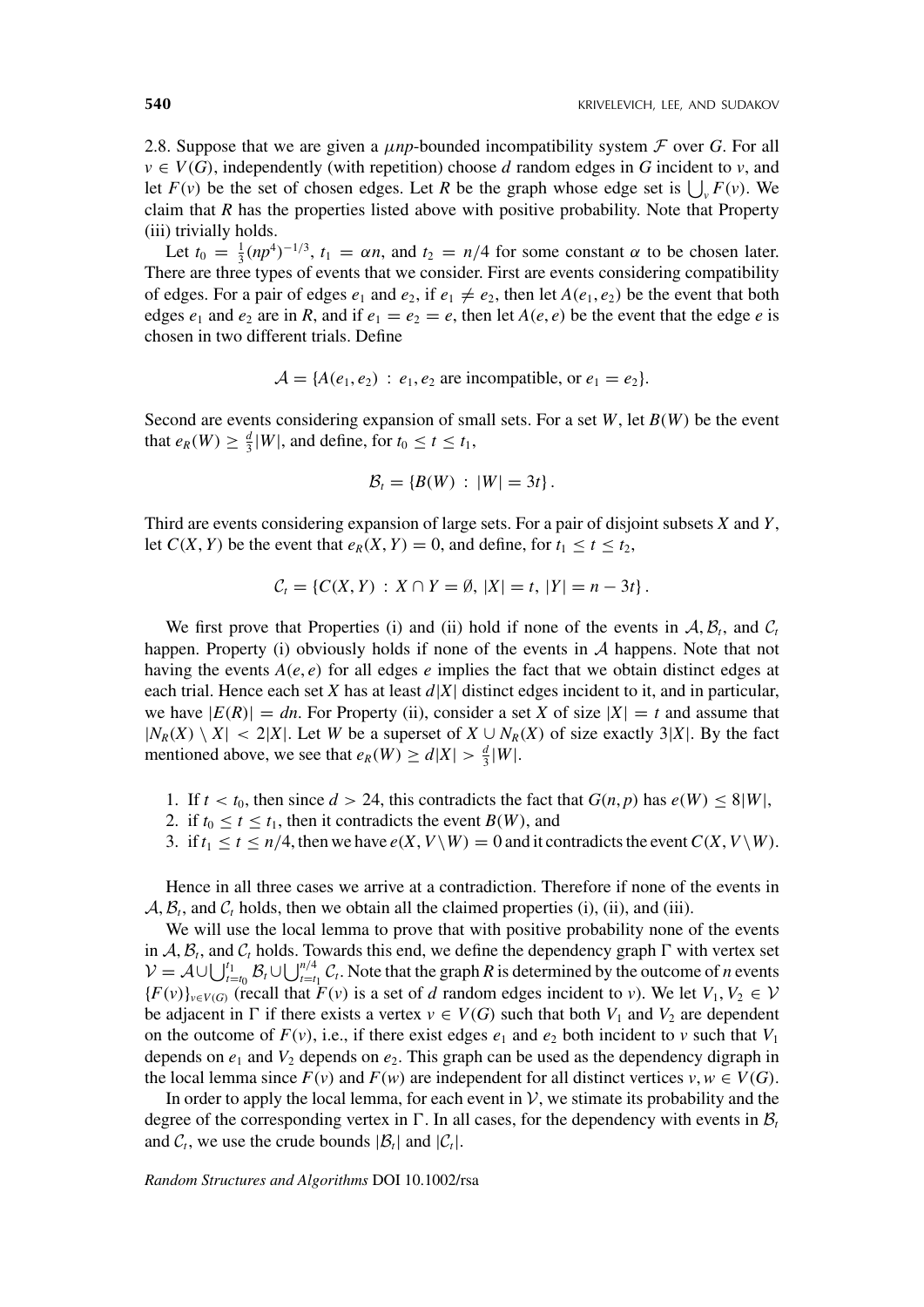2.8. Suppose that we are given a $\mu np$-bounded incompatibility system $\mathcal{F}$ over $G$. For all $v \in V(G)$, independently (with repetition) choose $d$ random edges in $G$ incident to $v$, and let $F(v)$ be the set of chosen edges. Let $R$ be the graph whose edge set is $\bigcup_v F(v)$. We claim that $R$ has the properties listed above with positive probability. Note that Property (iii) trivially holds.

Let $t_0 = \frac{1}{3}(np^4)^{-1/3}$, $t_1 = \alpha n$, and $t_2 = n/4$ for some constant $\alpha$ to be chosen later. There are three types of events that we consider. First are events considering compatibility of edges. For a pair of edges $e_1$ and $e_2$, if $e_1 \neq e_2$, then let $A(e_1, e_2)$ be the event that both edges $e_1$ and $e_2$ are in $R$, and if $e_1 = e_2 = e$, then let $A(e, e)$ be the event that the edge $e$ is chosen in two different trials. Define

$$\mathcal{A} = \{A(e_1, e_2) \,:\, e_1, e_2 \text{ are incompatible, or } e_1 = e_2\}.$$

Second are events considering expansion of small sets. For a set $W$, let $B(W)$ be the event that $e_R(W) \geq \frac{d}{3}|W|$, and define, for $t_0 \leq t \leq t_1$,

$$\mathcal{B}_t = \{B(W) \,:\, |W| = 3t\}.$$

Third are events considering expansion of large sets. For a pair of disjoint subsets $X$ and $Y$, let $C(X, Y)$ be the event that $e_R(X, Y) = 0$, and define, for $t_1 \leq t \leq t_2$,

$$\mathcal{C}_t = \{C(X, Y) \,:\, X \cap Y = \emptyset,\ |X| = t,\ |Y| = n - 3t\}.$$

We first prove that Properties (i) and (ii) hold if none of the events in $\mathcal{A}, \mathcal{B}_t$, and $\mathcal{C}_t$ happen. Property (i) obviously holds if none of the events in $\mathcal{A}$ happens. Note that not having the events $A(e, e)$ for all edges $e$ implies the fact that we obtain distinct edges at each trial. Hence each set $X$ has at least $d|X|$ distinct edges incident to it, and in particular, we have $|E(R)| = dn$. For Property (ii), consider a set $X$ of size $|X| = t$ and assume that $|N_R(X) \setminus X| < 2|X|$. Let $W$ be a superset of $X \cup N_R(X)$ of size exactly $3|X|$. By the fact mentioned above, we see that $e_R(W) \geq d|X| > \frac{d}{3}|W|$.

1. If $t < t_0$, then since $d > 24$, this contradicts the fact that $G(n, p)$ has $e(W) \leq 8|W|$,
2. if $t_0 \leq t \leq t_1$, then it contradicts the event $B(W)$, and
3. if $t_1 \leq t \leq n/4$, then we have $e(X, V \setminus W) = 0$ and it contradicts the event $C(X, V \setminus W)$.

Hence in all three cases we arrive at a contradiction. Therefore if none of the events in $\mathcal{A}, \mathcal{B}_t$, and $\mathcal{C}_t$ holds, then we obtain all the claimed properties (i), (ii), and (iii).

We will use the local lemma to prove that with positive probability none of the events in $\mathcal{A}, \mathcal{B}_t$, and $\mathcal{C}_t$ holds. Towards this end, we define the dependency graph $\Gamma$ with vertex set $\mathcal{V} = \mathcal{A} \cup \bigcup_{t=t_0}^{t_1} \mathcal{B}_t \cup \bigcup_{t=t_1}^{n/4} \mathcal{C}_t$. Note that the graph $R$ is determined by the outcome of $n$ events $\{F(v)\}_{v \in V(G)}$ (recall that $F(v)$ is a set of $d$ random edges incident to $v$). We let $V_1, V_2 \in \mathcal{V}$ be adjacent in $\Gamma$ if there exists a vertex $v \in V(G)$ such that both $V_1$ and $V_2$ are dependent on the outcome of $F(v)$, i.e., if there exist edges $e_1$ and $e_2$ both incident to $v$ such that $V_1$ depends on $e_1$ and $V_2$ depends on $e_2$. This graph can be used as the dependency digraph in the local lemma since $F(v)$ and $F(w)$ are independent for all distinct vertices $v, w \in V(G)$.

In order to apply the local lemma, for each event in $\mathcal{V}$, we stimate its probability and the degree of the corresponding vertex in $\Gamma$. In all cases, for the dependency with events in $\mathcal{B}_t$ and $\mathcal{C}_t$, we use the crude bounds $|\mathcal{B}_t|$ and $|\mathcal{C}_t|$.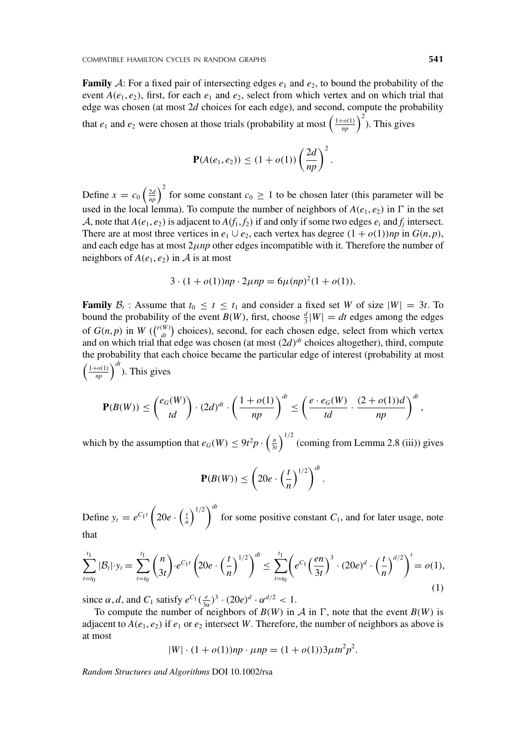**Family** $\mathcal{A}$: For a fixed pair of intersecting edges $e_1$ and $e_2$, to bound the probability of the event $A(e_1, e_2)$, first, for each $e_1$ and $e_2$, select from which vertex and on which trial that edge was chosen (at most $2d$ choices for each edge), and second, compute the probability that $e_1$ and $e_2$ were chosen at those trials (probability at most $\left(\frac{1+o(1)}{np}\right)^2$). This gives

$$\mathbf{P}(A(e_1, e_2)) \leq (1 + o(1)) \left(\frac{2d}{np}\right)^2.$$

Define $x = c_0 \left(\frac{2d}{np}\right)^2$ for some constant $c_0 \geq 1$ to be chosen later (this parameter will be used in the local lemma). To compute the number of neighbors of $A(e_1, e_2)$ in $\Gamma$ in the set $\mathcal{A}$, note that $A(e_1, e_2)$ is adjacent to $A(f_1, f_2)$ if and only if some two edges $e_i$ and $f_j$ intersect. There are at most three vertices in $e_1 \cup e_2$, each vertex has degree $(1 + o(1))np$ in $G(n, p)$, and each edge has at most $2\mu np$ other edges incompatible with it. Therefore the number of neighbors of $A(e_1, e_2)$ in $\mathcal{A}$ is at most

$$3 \cdot (1 + o(1))np \cdot 2\mu np = 6\mu(np)^2(1 + o(1)).$$

**Family** $\mathcal{B}_t$ : Assume that $t_0 \leq t \leq t_1$ and consider a fixed set $W$ of size $|W| = 3t$. To bound the probability of the event $B(W)$, first, choose $\frac{d}{3}|W| = dt$ edges among the edges of $G(n, p)$ in $W$ ($\binom{e(W)}{dt}$ choices), second, for each chosen edge, select from which vertex and on which trial that edge was chosen (at most $(2d)^{dt}$ choices altogether), third, compute the probability that each choice became the particular edge of interest (probability at most $\left(\frac{1+o(1)}{np}\right)^{dt}$). This gives

$$\mathbf{P}(B(W)) \leq \binom{e_G(W)}{td} \cdot (2d)^{dt} \cdot \left(\frac{1 + o(1)}{np}\right)^{dt} \leq \left(\frac{e \cdot e_G(W)}{td} \cdot \frac{(2 + o(1))d}{np}\right)^{dt},$$

which by the assumption that $e_G(W) \leq 9t^2p \cdot \left(\frac{n}{3t}\right)^{1/2}$ (coming from Lemma 2.8 (iii)) gives

$$\mathbf{P}(B(W)) \leq \left(20e \cdot \left(\frac{t}{n}\right)^{1/2}\right)^{dt}.$$

Define $y_t = e^{C_1 t} \left(20e \cdot \left(\frac{t}{n}\right)^{1/2}\right)^{dt}$ for some positive constant $C_1$, and for later usage, note that

$$\sum_{t=t_0}^{t_1} |\mathcal{B}_t| \cdot y_t = \sum_{t=t_0}^{t_1} \binom{n}{3t} \cdot e^{C_1 t} \left(20e \cdot \left(\frac{t}{n}\right)^{1/2}\right)^{dt} \leq \sum_{t=t_0}^{t_1} \left(e^{C_1} \left(\frac{en}{3t}\right)^3 \cdot (20e)^d \cdot \left(\frac{t}{n}\right)^{d/2}\right)^t = o(1), \tag{1}$$

since $\alpha, d$, and $C_1$ satisfy $e^{C_1}(\frac{e}{3\alpha})^3 \cdot (20e)^d \cdot \alpha^{d/2} < 1$.

To compute the number of neighbors of $B(W)$ in $\mathcal{A}$ in $\Gamma$, note that the event $B(W)$ is adjacent to $A(e_1, e_2)$ if $e_1$ or $e_2$ intersect $W$. Therefore, the number of neighbors as above is at most

$$|W| \cdot (1 + o(1))np \cdot \mu np = (1 + o(1))3\mu tn^2p^2.$$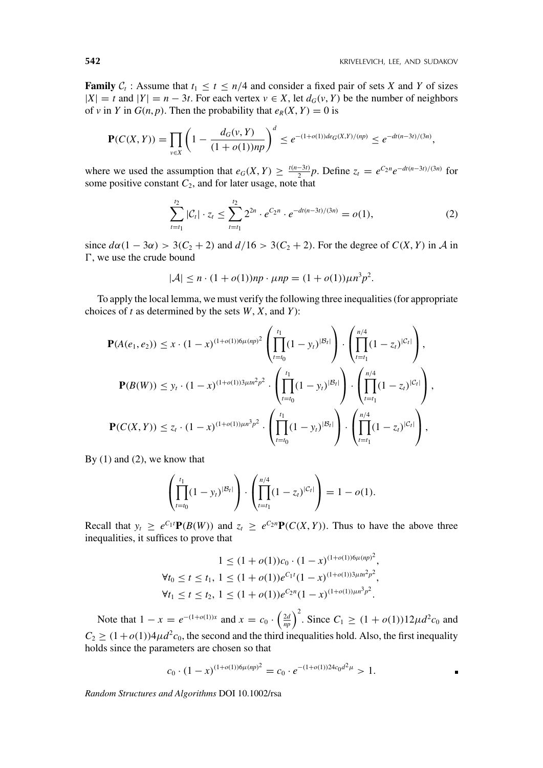**Family** $\mathcal{C}_t$ : Assume that $t_1 \le t \le n/4$ and consider a fixed pair of sets $X$ and $Y$ of sizes $|X| = t$ and $|Y| = n - 3t$. For each vertex $v \in X$, let $d_G(v, Y)$ be the number of neighbors of $v$ in $Y$ in $G(n,p)$. Then the probability that $e_R(X, Y) = 0$ is

$$\mathbf{P}(C(X,Y)) = \prod_{v \in X} \left(1 - \frac{d_G(v,Y)}{(1+o(1))np}\right)^d \le e^{-(1+o(1))de_G(X,Y)/(np)} \le e^{-dt(n-3t)/(3n)},$$

where we used the assumption that $e_G(X,Y) \ge \frac{t(n-3t)}{2}p$. Define $z_t = e^{C_2 n} e^{-dt(n-3t)/(3n)}$ for some positive constant $C_2$, and for later usage, note that

$$\sum_{t=t_1}^{t_2} |\mathcal{C}_t| \cdot z_t \le \sum_{t=t_1}^{t_2} 2^{2n} \cdot e^{C_2 n} \cdot e^{-dt(n-3t)/(3n)} = o(1), \tag{2}$$

since $d\alpha(1-3\alpha) > 3(C_2+2)$ and $d/16 > 3(C_2+2)$. For the degree of $C(X,Y)$ in $\mathcal{A}$ in $\Gamma$, we use the crude bound

$$|\mathcal{A}| \le n \cdot (1+o(1))np \cdot \mu np = (1+o(1))\mu n^3 p^2.$$

To apply the local lemma, we must verify the following three inequalities (for appropriate choices of $t$ as determined by the sets $W$, $X$, and $Y$):

$$\mathbf{P}(A(e_1,e_2)) \le x \cdot (1-x)^{(1+o(1))6\mu(np)^2} \left(\prod_{t=t_0}^{t_1}(1-y_t)^{|\mathcal{B}_t|}\right) \cdot \left(\prod_{t=t_1}^{n/4}(1-z_t)^{|\mathcal{C}_t|}\right),$$

$$\mathbf{P}(B(W)) \le y_t \cdot (1-x)^{(1+o(1))3\mu t n^2 p^2} \cdot \left(\prod_{t=t_0}^{t_1}(1-y_t)^{|\mathcal{B}_t|}\right) \cdot \left(\prod_{t=t_1}^{n/4}(1-z_t)^{|\mathcal{C}_t|}\right),$$

$$\mathbf{P}(C(X,Y)) \le z_t \cdot (1-x)^{(1+o(1))\mu n^3 p^2} \cdot \left(\prod_{t=t_0}^{t_1}(1-y_t)^{|\mathcal{B}_t|}\right) \cdot \left(\prod_{t=t_1}^{n/4}(1-z_t)^{|\mathcal{C}_t|}\right),$$

By (1) and (2), we know that

$$\left(\prod_{t=t_0}^{t_1}(1-y_t)^{|\mathcal{B}_t|}\right) \cdot \left(\prod_{t=t_1}^{n/4}(1-z_t)^{|\mathcal{C}_t|}\right) = 1 - o(1).$$

Recall that $y_t \ge e^{C_1 t}\mathbf{P}(B(W))$ and $z_t \ge e^{C_2 n}\mathbf{P}(C(X,Y))$. Thus to have the above three inequalities, it suffices to prove that

$$1 \le (1+o(1))c_0 \cdot (1-x)^{(1+o(1))6\mu(np)^2},$$
$$\forall t_0 \le t \le t_1,\ 1 \le (1+o(1))e^{C_1 t}(1-x)^{(1+o(1))3\mu t n^2 p^2},$$
$$\forall t_1 \le t \le t_2,\ 1 \le (1+o(1))e^{C_2 n}(1-x)^{(1+o(1))\mu n^3 p^2}.$$

Note that $1 - x = e^{-(1+o(1))x}$ and $x = c_0 \cdot \left(\frac{2d}{np}\right)^2$. Since $C_1 \ge (1+o(1))12\mu d^2 c_0$ and $C_2 \ge (1+o(1))4\mu d^2 c_0$, the second and the third inequalities hold. Also, the first inequality holds since the parameters are chosen so that

$$c_0 \cdot (1-x)^{(1+o(1))6\mu(np)^2} = c_0 \cdot e^{-(1+o(1))24 c_0 d^2 \mu} > 1.$$

∎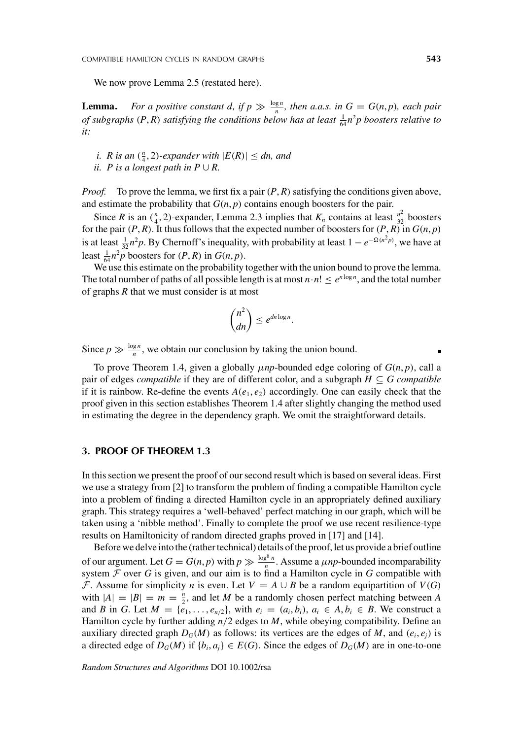We now prove Lemma 2.5 (restated here).

**Lemma.** *For a positive constant $d$, if $p \gg \frac{\log n}{n}$, then a.a.s. in $G = G(n,p)$, each pair of subgraphs $(P, R)$ satisfying the conditions below has at least $\frac{1}{64}n^2p$ boosters relative to it:*

*i. $R$ is an $(\frac{n}{4}, 2)$-expander with $|E(R)| \leq dn$, and*
*ii. $P$ is a longest path in $P \cup R$.*

*Proof.* To prove the lemma, we first fix a pair $(P, R)$ satisfying the conditions given above, and estimate the probability that $G(n,p)$ contains enough boosters for the pair.

Since $R$ is an $(\frac{n}{4}, 2)$-expander, Lemma 2.3 implies that $K_n$ contains at least $\frac{n^2}{32}$ boosters for the pair $(P, R)$. It thus follows that the expected number of boosters for $(P, R)$ in $G(n,p)$ is at least $\frac{1}{32}n^2p$. By Chernoff's inequality, with probability at least $1 - e^{-\Omega(n^2p)}$, we have at least $\frac{1}{64}n^2p$ boosters for $(P, R)$ in $G(n,p)$.

We use this estimate on the probability together with the union bound to prove the lemma. The total number of paths of all possible length is at most $n \cdot n! \leq e^{n \log n}$, and the total number of graphs $R$ that we must consider is at most

$$\binom{n^2}{dn} \leq e^{dn \log n}.$$

Since $p \gg \frac{\log n}{n}$, we obtain our conclusion by taking the union bound. ∎

To prove Theorem 1.4, given a globally $\mu np$-bounded edge coloring of $G(n,p)$, call a pair of edges *compatible* if they are of different color, and a subgraph $H \subseteq G$ *compatible* if it is rainbow. Re-define the events $A(e_1, e_2)$ accordingly. One can easily check that the proof given in this section establishes Theorem 1.4 after slightly changing the method used in estimating the degree in the dependency graph. We omit the straightforward details.

## 3. PROOF OF THEOREM 1.3

In this section we present the proof of our second result which is based on several ideas. First we use a strategy from [2] to transform the problem of finding a compatible Hamilton cycle into a problem of finding a directed Hamilton cycle in an appropriately defined auxiliary graph. This strategy requires a 'well-behaved' perfect matching in our graph, which will be taken using a 'nibble method'. Finally to complete the proof we use recent resilience-type results on Hamiltonicity of random directed graphs proved in [17] and [14].

Before we delve into the (rather technical) details of the proof, let us provide a brief outline of our argument. Let $G = G(n,p)$ with $p \gg \frac{\log^8 n}{n}$. Assume a $\mu np$-bounded incomparability system $\mathcal{F}$ over $G$ is given, and our aim is to find a Hamilton cycle in $G$ compatible with $\mathcal{F}$. Assume for simplicity $n$ is even. Let $V = A \cup B$ be a random equipartition of $V(G)$ with $|A| = |B| = m = \frac{n}{2}$, and let $M$ be a randomly chosen perfect matching between $A$ and $B$ in $G$. Let $M = \{e_1, \ldots, e_{n/2}\}$, with $e_i = (a_i, b_i)$, $a_i \in A, b_i \in B$. We construct a Hamilton cycle by further adding $n/2$ edges to $M$, while obeying compatibility. Define an auxiliary directed graph $D_G(M)$ as follows: its vertices are the edges of $M$, and $(e_i, e_j)$ is a directed edge of $D_G(M)$ if $\{b_i, a_j\} \in E(G)$. Since the edges of $D_G(M)$ are in one-to-one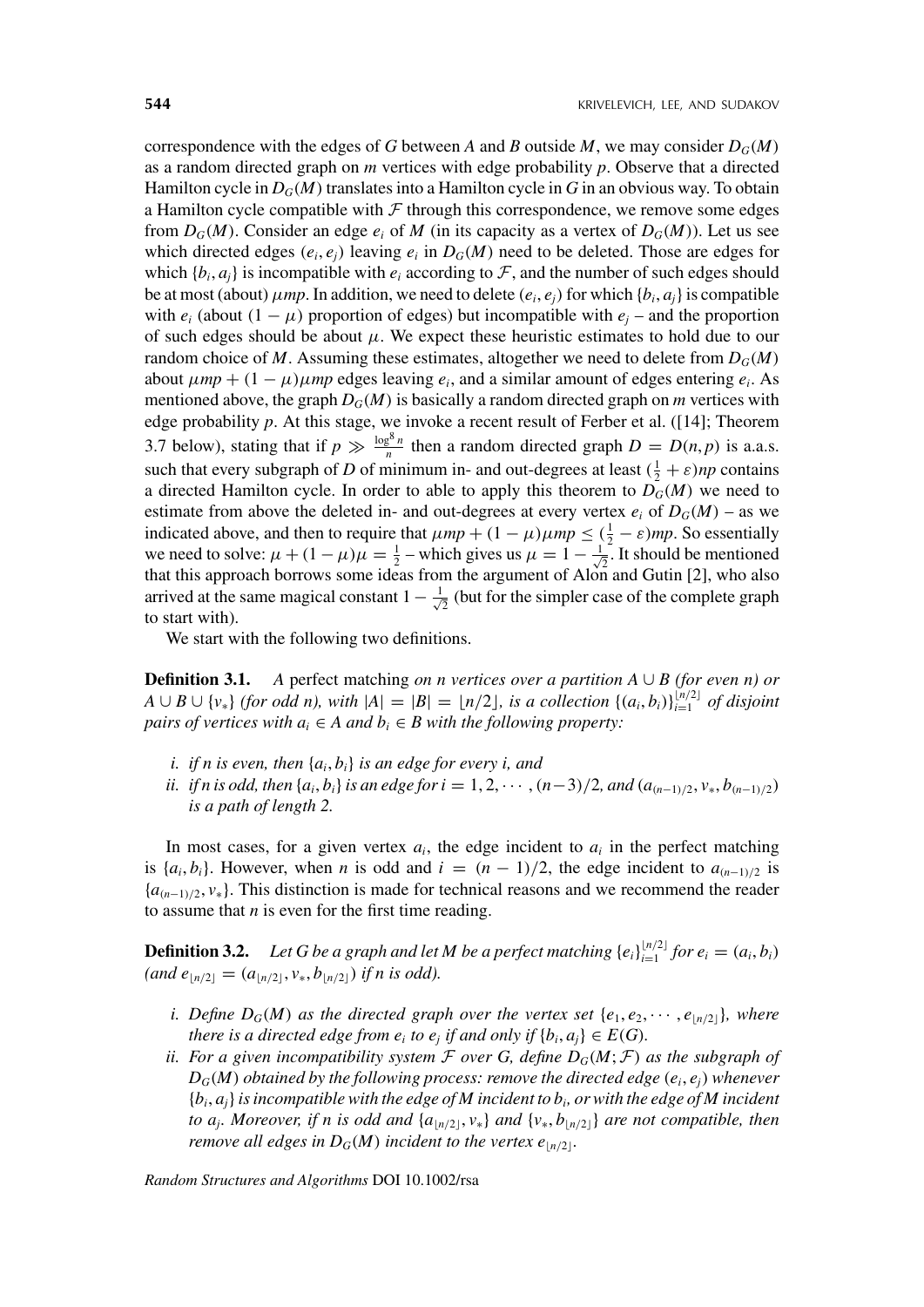correspondence with the edges of $G$ between $A$ and $B$ outside $M$, we may consider $D_G(M)$ as a random directed graph on $m$ vertices with edge probability $p$. Observe that a directed Hamilton cycle in $D_G(M)$ translates into a Hamilton cycle in $G$ in an obvious way. To obtain a Hamilton cycle compatible with $\mathcal{F}$ through this correspondence, we remove some edges from $D_G(M)$. Consider an edge $e_i$ of $M$ (in its capacity as a vertex of $D_G(M)$). Let us see which directed edges $(e_i, e_j)$ leaving $e_i$ in $D_G(M)$ need to be deleted. Those are edges for which $\{b_i, a_j\}$ is incompatible with $e_i$ according to $\mathcal{F}$, and the number of such edges should be at most (about) $\mu mp$. In addition, we need to delete $(e_i, e_j)$ for which $\{b_i, a_j\}$ is compatible with $e_i$ (about $(1-\mu)$ proportion of edges) but incompatible with $e_j$ – and the proportion of such edges should be about $\mu$. We expect these heuristic estimates to hold due to our random choice of $M$. Assuming these estimates, altogether we need to delete from $D_G(M)$ about $\mu mp + (1-\mu)\mu mp$ edges leaving $e_i$, and a similar amount of edges entering $e_i$. As mentioned above, the graph $D_G(M)$ is basically a random directed graph on $m$ vertices with edge probability $p$. At this stage, we invoke a recent result of Ferber et al. ([14]; Theorem 3.7 below), stating that if $p \gg \frac{\log^8 n}{n}$ then a random directed graph $D = D(n, p)$ is a.a.s. such that every subgraph of $D$ of minimum in- and out-degrees at least $(\frac{1}{2}+\varepsilon)np$ contains a directed Hamilton cycle. In order to able to apply this theorem to $D_G(M)$ we need to estimate from above the deleted in- and out-degrees at every vertex $e_i$ of $D_G(M)$ – as we indicated above, and then to require that $\mu mp + (1-\mu)\mu mp \le (\frac{1}{2}-\varepsilon)mp$. So essentially we need to solve: $\mu + (1-\mu)\mu = \frac{1}{2}$ – which gives us $\mu = 1 - \frac{1}{\sqrt{2}}$. It should be mentioned that this approach borrows some ideas from the argument of Alon and Gutin [2], who also arrived at the same magical constant $1-\frac{1}{\sqrt{2}}$ (but for the simpler case of the complete graph to start with).

We start with the following two definitions.

**Definition 3.1.** *A* perfect matching *on $n$ vertices over a partition $A \cup B$ (for even $n$) or $A \cup B \cup \{v_*\}$ (for odd $n$), with $|A| = |B| = \lfloor n/2 \rfloor$, is a collection $\{(a_i, b_i)\}_{i=1}^{\lfloor n/2 \rfloor}$ of disjoint pairs of vertices with $a_i \in A$ and $b_i \in B$ with the following property:*

- *i. if $n$ is even, then $\{a_i, b_i\}$ is an edge for every $i$, and*
- *ii. if $n$ is odd, then $\{a_i, b_i\}$ is an edge for $i = 1, 2, \cdots, (n-3)/2$, and $(a_{(n-1)/2}, v_*, b_{(n-1)/2})$ is a path of length 2.*

In most cases, for a given vertex $a_i$, the edge incident to $a_i$ in the perfect matching is $\{a_i, b_i\}$. However, when $n$ is odd and $i = (n-1)/2$, the edge incident to $a_{(n-1)/2}$ is $\{a_{(n-1)/2}, v_*\}$. This distinction is made for technical reasons and we recommend the reader to assume that $n$ is even for the first time reading.

**Definition 3.2.** *Let $G$ be a graph and let $M$ be a perfect matching $\{e_i\}_{i=1}^{\lfloor n/2 \rfloor}$ for $e_i = (a_i, b_i)$ (and $e_{\lfloor n/2 \rfloor} = (a_{\lfloor n/2 \rfloor}, v_*, b_{\lfloor n/2 \rfloor})$ if $n$ is odd).*

- *i. Define $D_G(M)$ as the directed graph over the vertex set $\{e_1, e_2, \cdots, e_{\lfloor n/2 \rfloor}\}$, where there is a directed edge from $e_i$ to $e_j$ if and only if $\{b_i, a_j\} \in E(G)$.*
- *ii. For a given incompatibility system $\mathcal{F}$ over $G$, define $D_G(M; \mathcal{F})$ as the subgraph of $D_G(M)$ obtained by the following process: remove the directed edge $(e_i, e_j)$ whenever $\{b_i, a_j\}$ is incompatible with the edge of $M$ incident to $b_i$, or with the edge of $M$ incident to $a_j$. Moreover, if $n$ is odd and $\{a_{\lfloor n/2 \rfloor}, v_*\}$ and $\{v_*, b_{\lfloor n/2 \rfloor}\}$ are not compatible, then remove all edges in $D_G(M)$ incident to the vertex $e_{\lfloor n/2 \rfloor}$.*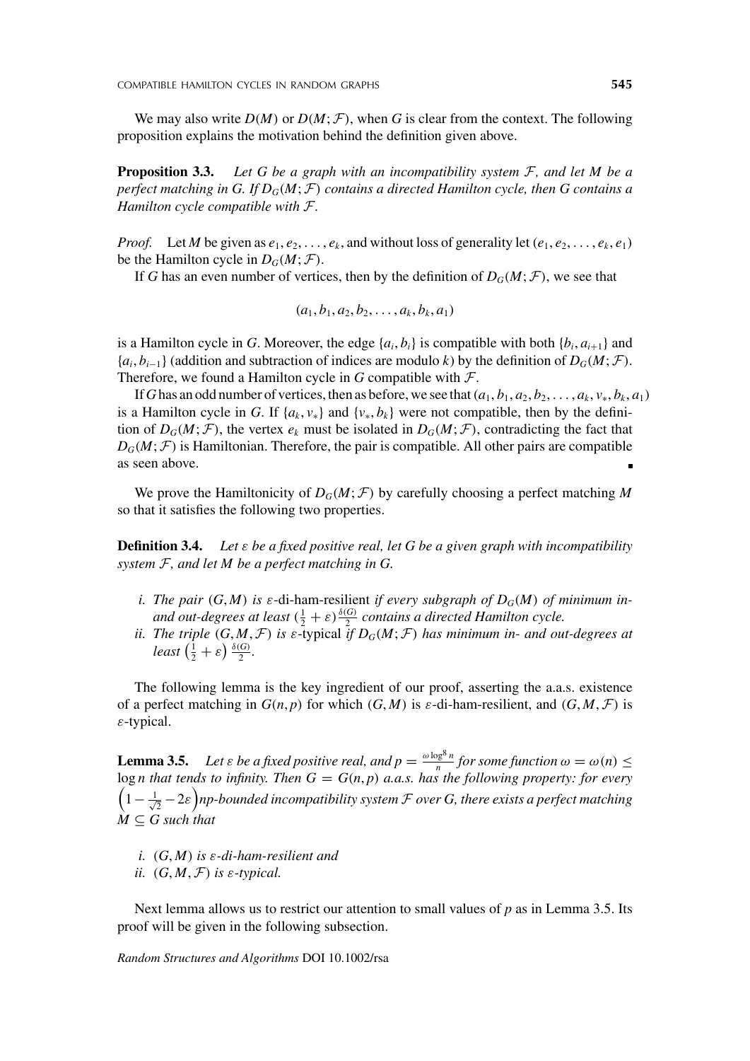We may also write $D(M)$ or $D(M;\mathcal{F})$, when $G$ is clear from the context. The following proposition explains the motivation behind the definition given above.

**Proposition 3.3.** *Let $G$ be a graph with an incompatibility system $\mathcal{F}$, and let $M$ be a perfect matching in $G$. If $D_G(M;\mathcal{F})$ contains a directed Hamilton cycle, then $G$ contains a Hamilton cycle compatible with $\mathcal{F}$.*

*Proof.* Let $M$ be given as $e_1, e_2, \ldots, e_k$, and without loss of generality let $(e_1, e_2, \ldots, e_k, e_1)$ be the Hamilton cycle in $D_G(M;\mathcal{F})$.

If $G$ has an even number of vertices, then by the definition of $D_G(M;\mathcal{F})$, we see that

$$(a_1, b_1, a_2, b_2, \ldots, a_k, b_k, a_1)$$

is a Hamilton cycle in $G$. Moreover, the edge $\{a_i, b_i\}$ is compatible with both $\{b_i, a_{i+1}\}$ and $\{a_i, b_{i-1}\}$ (addition and subtraction of indices are modulo $k$) by the definition of $D_G(M;\mathcal{F})$. Therefore, we found a Hamilton cycle in $G$ compatible with $\mathcal{F}$.

If $G$ has an odd number of vertices, then as before, we see that $(a_1, b_1, a_2, b_2, \ldots, a_k, v_*, b_k, a_1)$ is a Hamilton cycle in $G$. If $\{a_k, v_*\}$ and $\{v_*, b_k\}$ were not compatible, then by the definition of $D_G(M;\mathcal{F})$, the vertex $e_k$ must be isolated in $D_G(M;\mathcal{F})$, contradicting the fact that $D_G(M;\mathcal{F})$ is Hamiltonian. Therefore, the pair is compatible. All other pairs are compatible as seen above. ∎

We prove the Hamiltonicity of $D_G(M;\mathcal{F})$ by carefully choosing a perfect matching $M$ so that it satisfies the following two properties.

**Definition 3.4.** *Let $\varepsilon$ be a fixed positive real, let $G$ be a given graph with incompatibility system $\mathcal{F}$, and let $M$ be a perfect matching in $G$.*

*i. The pair $(G, M)$ is* $\varepsilon$-di-ham-resilient *if every subgraph of $D_G(M)$ of minimum in- and out-degrees at least $(\frac{1}{2}+\varepsilon)\frac{\delta(G)}{2}$ contains a directed Hamilton cycle.*

*ii. The triple $(G, M, \mathcal{F})$ is* $\varepsilon$-typical *if $D_G(M;\mathcal{F})$ has minimum in- and out-degrees at least $\left(\frac{1}{2}+\varepsilon\right)\frac{\delta(G)}{2}$.*

The following lemma is the key ingredient of our proof, asserting the a.a.s. existence of a perfect matching in $G(n,p)$ for which $(G, M)$ is $\varepsilon$-di-ham-resilient, and $(G, M, \mathcal{F})$ is $\varepsilon$-typical.

**Lemma 3.5.** *Let $\varepsilon$ be a fixed positive real, and $p = \frac{\omega \log^8 n}{n}$ for some function $\omega = \omega(n) \le \log n$ that tends to infinity. Then $G = G(n,p)$ a.a.s. has the following property: for every $\left(1 - \frac{1}{\sqrt{2}} - 2\varepsilon\right)np$-bounded incompatibility system $\mathcal{F}$ over $G$, there exists a perfect matching $M \subseteq G$ such that*

*i. $(G, M)$ is $\varepsilon$-di-ham-resilient and*

*ii. $(G, M, \mathcal{F})$ is $\varepsilon$-typical.*

Next lemma allows us to restrict our attention to small values of $p$ as in Lemma 3.5. Its proof will be given in the following subsection.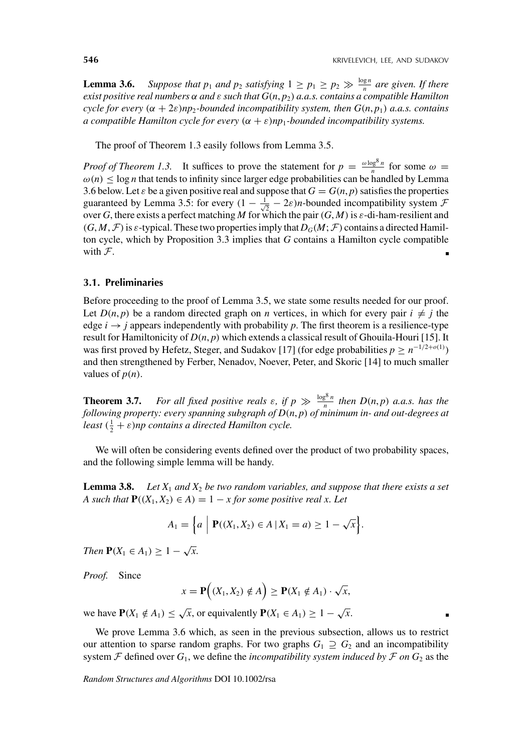**Lemma 3.6.** *Suppose that $p_1$ and $p_2$ satisfying $1 \geq p_1 \geq p_2 \gg \frac{\log n}{n}$ are given. If there exist positive real numbers $\alpha$ and $\varepsilon$ such that $G(n, p_2)$ a.a.s. contains a compatible Hamilton cycle for every $(\alpha + 2\varepsilon)np_2$-bounded incompatibility system, then $G(n, p_1)$ a.a.s. contains a compatible Hamilton cycle for every $(\alpha + \varepsilon)np_1$-bounded incompatibility systems.*

The proof of Theorem 1.3 easily follows from Lemma 3.5.

*Proof of Theorem 1.3.* It suffices to prove the statement for $p = \frac{\omega \log^8 n}{n}$ for some $\omega = \omega(n) \leq \log n$ that tends to infinity since larger edge probabilities can be handled by Lemma 3.6 below. Let $\varepsilon$ be a given positive real and suppose that $G = G(n, p)$ satisfies the properties guaranteed by Lemma 3.5: for every $(1 - \frac{1}{\sqrt{2}} - 2\varepsilon)n$-bounded incompatibility system $\mathcal{F}$ over $G$, there exists a perfect matching $M$ for which the pair $(G, M)$ is $\varepsilon$-di-ham-resilient and $(G, M, \mathcal{F})$ is $\varepsilon$-typical. These two properties imply that $D_G(M; \mathcal{F})$ contains a directed Hamilton cycle, which by Proposition 3.3 implies that $G$ contains a Hamilton cycle compatible with $\mathcal{F}$. ∎

### 3.1. Preliminaries

Before proceeding to the proof of Lemma 3.5, we state some results needed for our proof. Let $D(n, p)$ be a random directed graph on $n$ vertices, in which for every pair $i \neq j$ the edge $i \rightarrow j$ appears independently with probability $p$. The first theorem is a resilience-type result for Hamiltonicity of $D(n, p)$ which extends a classical result of Ghouila-Houri [15]. It was first proved by Hefetz, Steger, and Sudakov [17] (for edge probabilities $p \geq n^{-1/2+o(1)}$) and then strengthened by Ferber, Nenadov, Noever, Peter, and Skoric [14] to much smaller values of $p(n)$.

**Theorem 3.7.** *For all fixed positive reals $\varepsilon$, if $p \gg \frac{\log^8 n}{n}$ then $D(n, p)$ a.a.s. has the following property: every spanning subgraph of $D(n, p)$ of minimum in- and out-degrees at least $(\frac{1}{2} + \varepsilon)np$ contains a directed Hamilton cycle.*

We will often be considering events defined over the product of two probability spaces, and the following simple lemma will be handy.

**Lemma 3.8.** *Let $X_1$ and $X_2$ be two random variables, and suppose that there exists a set $A$ such that $\mathbf{P}((X_1, X_2) \in A) = 1 - x$ for some positive real $x$. Let*

$$A_1 = \left\{ a \;\middle|\; \mathbf{P}((X_1, X_2) \in A \,|\, X_1 = a) \geq 1 - \sqrt{x} \right\}.$$

*Then $\mathbf{P}(X_1 \in A_1) \geq 1 - \sqrt{x}$.*

*Proof.* Since

$$x = \mathbf{P}\Big( (X_1, X_2) \notin A \Big) \geq \mathbf{P}(X_1 \notin A_1) \cdot \sqrt{x},$$

we have $\mathbf{P}(X_1 \notin A_1) \leq \sqrt{x}$, or equivalently $\mathbf{P}(X_1 \in A_1) \geq 1 - \sqrt{x}$. ∎

We prove Lemma 3.6 which, as seen in the previous subsection, allows us to restrict our attention to sparse random graphs. For two graphs $G_1 \supseteq G_2$ and an incompatibility system $\mathcal{F}$ defined over $G_1$, we define the *incompatibility system induced by $\mathcal{F}$ on $G_2$* as the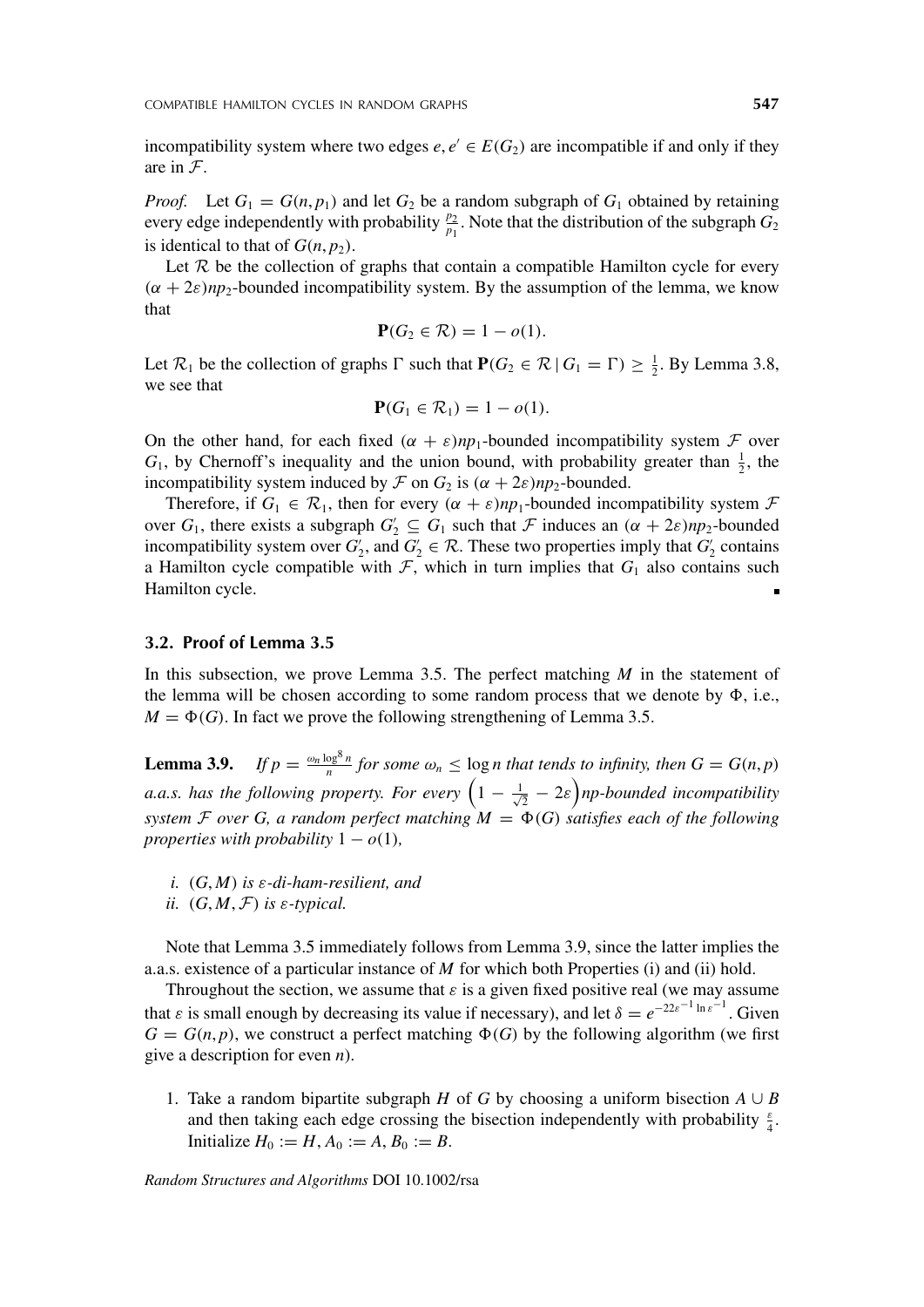incompatibility system where two edges $e, e' \in E(G_2)$ are incompatible if and only if they are in $\mathcal{F}$.

*Proof.* Let $G_1 = G(n, p_1)$ and let $G_2$ be a random subgraph of $G_1$ obtained by retaining every edge independently with probability $\frac{p_2}{p_1}$. Note that the distribution of the subgraph $G_2$ is identical to that of $G(n, p_2)$.

Let $\mathcal{R}$ be the collection of graphs that contain a compatible Hamilton cycle for every $(\alpha + 2\varepsilon)np_2$-bounded incompatibility system. By the assumption of the lemma, we know that

$$\mathbf{P}(G_2 \in \mathcal{R}) = 1 - o(1).$$

Let $\mathcal{R}_1$ be the collection of graphs $\Gamma$ such that $\mathbf{P}(G_2 \in \mathcal{R} \mid G_1 = \Gamma) \geq \frac{1}{2}$. By Lemma 3.8, we see that

$$\mathbf{P}(G_1 \in \mathcal{R}_1) = 1 - o(1).$$

On the other hand, for each fixed $(\alpha + \varepsilon)np_1$-bounded incompatibility system $\mathcal{F}$ over $G_1$, by Chernoff's inequality and the union bound, with probability greater than $\frac{1}{2}$, the incompatibility system induced by $\mathcal{F}$ on $G_2$ is $(\alpha + 2\varepsilon)np_2$-bounded.

Therefore, if $G_1 \in \mathcal{R}_1$, then for every $(\alpha + \varepsilon)np_1$-bounded incompatibility system $\mathcal{F}$ over $G_1$, there exists a subgraph $G_2' \subseteq G_1$ such that $\mathcal{F}$ induces an $(\alpha + 2\varepsilon)np_2$-bounded incompatibility system over $G_2'$, and $G_2' \in \mathcal{R}$. These two properties imply that $G_2'$ contains a Hamilton cycle compatible with $\mathcal{F}$, which in turn implies that $G_1$ also contains such Hamilton cycle. ∎

### 3.2. Proof of Lemma 3.5

In this subsection, we prove Lemma 3.5. The perfect matching $M$ in the statement of the lemma will be chosen according to some random process that we denote by $\Phi$, i.e., $M = \Phi(G)$. In fact we prove the following strengthening of Lemma 3.5.

**Lemma 3.9.** *If $p = \frac{\omega_n \log^8 n}{n}$ for some $\omega_n \leq \log n$ that tends to infinity, then $G = G(n, p)$ a.a.s. has the following property. For every $\left(1 - \frac{1}{\sqrt{2}} - 2\varepsilon\right)np$-bounded incompatibility system $\mathcal{F}$ over $G$, a random perfect matching $M = \Phi(G)$ satisfies each of the following properties with probability $1 - o(1)$,*

*i. $(G, M)$ is $\varepsilon$-di-ham-resilient, and*
*ii. $(G, M, \mathcal{F})$ is $\varepsilon$-typical.*

Note that Lemma 3.5 immediately follows from Lemma 3.9, since the latter implies the a.a.s. existence of a particular instance of $M$ for which both Properties (i) and (ii) hold.

Throughout the section, we assume that $\varepsilon$ is a given fixed positive real (we may assume that $\varepsilon$ is small enough by decreasing its value if necessary), and let $\delta = e^{-22\varepsilon^{-1} \ln \varepsilon^{-1}}$. Given $G = G(n, p)$, we construct a perfect matching $\Phi(G)$ by the following algorithm (we first give a description for even $n$).

1. Take a random bipartite subgraph $H$ of $G$ by choosing a uniform bisection $A \cup B$ and then taking each edge crossing the bisection independently with probability $\frac{\varepsilon}{4}$. Initialize $H_0 := H, A_0 := A, B_0 := B$.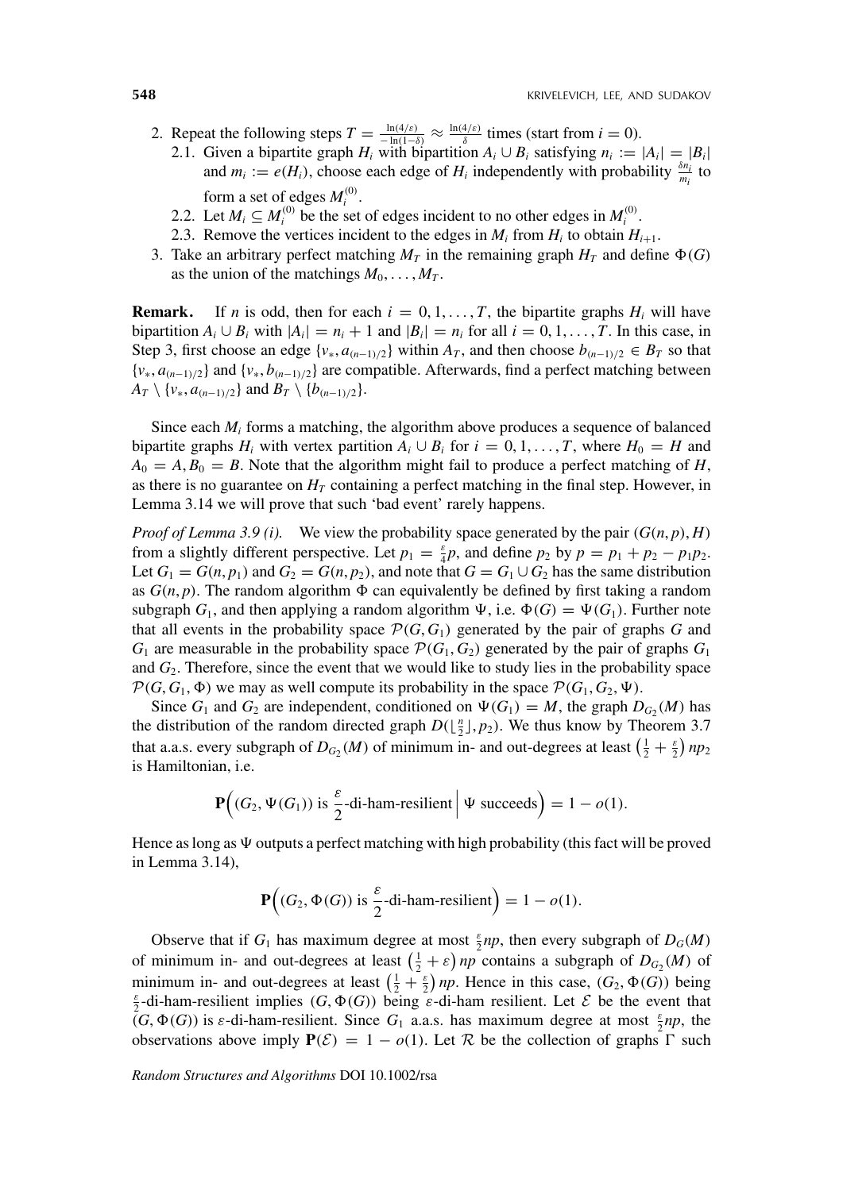2. Repeat the following steps $T = \frac{\ln(4/\varepsilon)}{-\ln(1-\delta)} \approx \frac{\ln(4/\varepsilon)}{\delta}$ times (start from $i = 0$).
   2.1. Given a bipartite graph $H_i$ with bipartition $A_i \cup B_i$ satisfying $n_i := |A_i| = |B_i|$ and $m_i := e(H_i)$, choose each edge of $H_i$ independently with probability $\frac{\delta n_i}{m_i}$ to form a set of edges $M_i^{(0)}$.
   2.2. Let $M_i \subseteq M_i^{(0)}$ be the set of edges incident to no other edges in $M_i^{(0)}$.
   2.3. Remove the vertices incident to the edges in $M_i$ from $H_i$ to obtain $H_{i+1}$.
3. Take an arbitrary perfect matching $M_T$ in the remaining graph $H_T$ and define $\Phi(G)$ as the union of the matchings $M_0, \ldots, M_T$.

**Remark.** If $n$ is odd, then for each $i = 0, 1, \ldots, T$, the bipartite graphs $H_i$ will have bipartition $A_i \cup B_i$ with $|A_i| = n_i + 1$ and $|B_i| = n_i$ for all $i = 0, 1, \ldots, T$. In this case, in Step 3, first choose an edge $\{v_*, a_{(n-1)/2}\}$ within $A_T$, and then choose $b_{(n-1)/2} \in B_T$ so that $\{v_*, a_{(n-1)/2}\}$ and $\{v_*, b_{(n-1)/2}\}$ are compatible. Afterwards, find a perfect matching between $A_T \setminus \{v_*, a_{(n-1)/2}\}$ and $B_T \setminus \{b_{(n-1)/2}\}$.

Since each $M_i$ forms a matching, the algorithm above produces a sequence of balanced bipartite graphs $H_i$ with vertex partition $A_i \cup B_i$ for $i = 0, 1, \ldots, T$, where $H_0 = H$ and $A_0 = A, B_0 = B$. Note that the algorithm might fail to produce a perfect matching of $H$, as there is no guarantee on $H_T$ containing a perfect matching in the final step. However, in Lemma 3.14 we will prove that such 'bad event' rarely happens.

*Proof of Lemma 3.9 (i).* We view the probability space generated by the pair $(G(n, p), H)$ from a slightly different perspective. Let $p_1 = \frac{\varepsilon}{4}p$, and define $p_2$ by $p = p_1 + p_2 - p_1p_2$. Let $G_1 = G(n, p_1)$ and $G_2 = G(n, p_2)$, and note that $G = G_1 \cup G_2$ has the same distribution as $G(n, p)$. The random algorithm $\Phi$ can equivalently be defined by first taking a random subgraph $G_1$, and then applying a random algorithm $\Psi$, i.e. $\Phi(G) = \Psi(G_1)$. Further note that all events in the probability space $\mathcal{P}(G, G_1)$ generated by the pair of graphs $G$ and $G_1$ are measurable in the probability space $\mathcal{P}(G_1, G_2)$ generated by the pair of graphs $G_1$ and $G_2$. Therefore, since the event that we would like to study lies in the probability space $\mathcal{P}(G, G_1, \Phi)$ we may as well compute its probability in the space $\mathcal{P}(G_1, G_2, \Psi)$.

Since $G_1$ and $G_2$ are independent, conditioned on $\Psi(G_1) = M$, the graph $D_{G_2}(M)$ has the distribution of the random directed graph $D(\lfloor \frac{n}{2} \rfloor, p_2)$. We thus know by Theorem 3.7 that a.a.s. every subgraph of $D_{G_2}(M)$ of minimum in- and out-degrees at least $\left(\frac{1}{2} + \frac{\varepsilon}{2}\right) np_2$ is Hamiltonian, i.e.

$$\mathbf{P}\Big((G_2, \Psi(G_1)) \text{ is } \frac{\varepsilon}{2}\text{-di-ham-resilient} \,\Big|\, \Psi \text{ succeeds}\Big) = 1 - o(1).$$

Hence as long as $\Psi$ outputs a perfect matching with high probability (this fact will be proved in Lemma 3.14),

$$\mathbf{P}\Big((G_2, \Phi(G)) \text{ is } \frac{\varepsilon}{2}\text{-di-ham-resilient}\Big) = 1 - o(1).$$

Observe that if $G_1$ has maximum degree at most $\frac{\varepsilon}{2}np$, then every subgraph of $D_G(M)$ of minimum in- and out-degrees at least $\left(\frac{1}{2} + \varepsilon\right) np$ contains a subgraph of $D_{G_2}(M)$ of minimum in- and out-degrees at least $\left(\frac{1}{2} + \frac{\varepsilon}{2}\right) np$. Hence in this case, $(G_2, \Phi(G))$ being $\frac{\varepsilon}{2}$-di-ham-resilient implies $(G, \Phi(G))$ being $\varepsilon$-di-ham resilient. Let $\mathcal{E}$ be the event that $(G, \Phi(G))$ is $\varepsilon$-di-ham-resilient. Since $G_1$ a.a.s. has maximum degree at most $\frac{\varepsilon}{2}np$, the observations above imply $\mathbf{P}(\mathcal{E}) = 1 - o(1)$. Let $\mathcal{R}$ be the collection of graphs $\Gamma$ such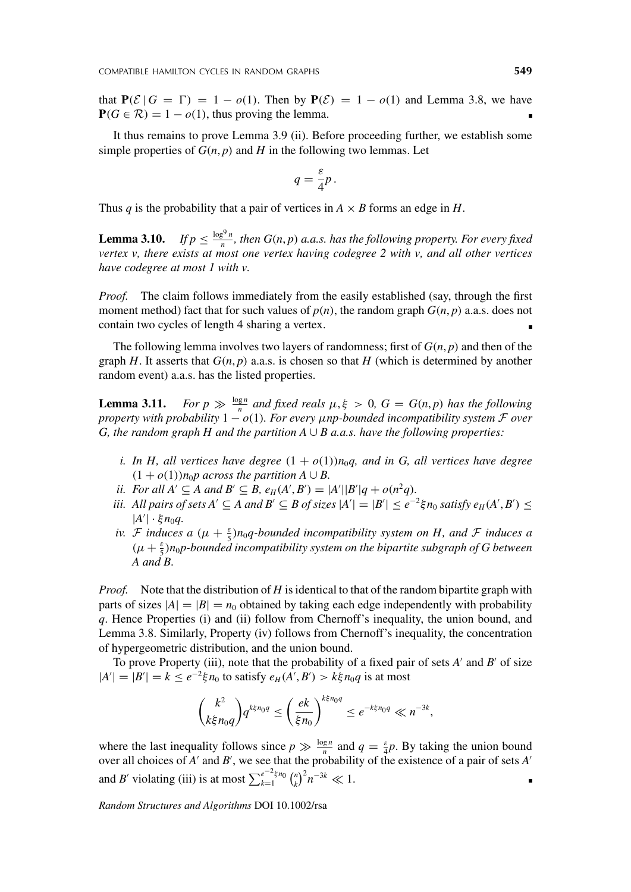that $\mathbf{P}(\mathcal{E} \mid G = \Gamma) = 1 - o(1)$. Then by $\mathbf{P}(\mathcal{E}) = 1 - o(1)$ and Lemma 3.8, we have $\mathbf{P}(G \in \mathcal{R}) = 1 - o(1)$, thus proving the lemma. ∎

It thus remains to prove Lemma 3.9 (ii). Before proceeding further, we establish some simple properties of $G(n, p)$ and $H$ in the following two lemmas. Let

$$q = \frac{\varepsilon}{4} p .$$

Thus $q$ is the probability that a pair of vertices in $A \times B$ forms an edge in $H$.

**Lemma 3.10.** *If $p \leq \frac{\log^9 n}{n}$, then $G(n,p)$ a.a.s. has the following property. For every fixed vertex $v$, there exists at most one vertex having codegree 2 with $v$, and all other vertices have codegree at most 1 with $v$.*

*Proof.* The claim follows immediately from the easily established (say, through the first moment method) fact that for such values of $p(n)$, the random graph $G(n,p)$ a.a.s. does not contain two cycles of length 4 sharing a vertex. ∎

The following lemma involves two layers of randomness; first of $G(n,p)$ and then of the graph $H$. It asserts that $G(n,p)$ a.a.s. is chosen so that $H$ (which is determined by another random event) a.a.s. has the listed properties.

**Lemma 3.11.** *For $p \gg \frac{\log n}{n}$ and fixed reals $\mu, \xi > 0$, $G = G(n,p)$ has the following property with probability $1 - o(1)$. For every $\mu np$-bounded incompatibility system $\mathcal{F}$ over $G$, the random graph $H$ and the partition $A \cup B$ a.a.s. have the following properties:*

- *i. In $H$, all vertices have degree $(1 + o(1))n_0 q$, and in $G$, all vertices have degree $(1 + o(1))n_0 p$ across the partition $A \cup B$.*
- *ii. For all $A' \subseteq A$ and $B' \subseteq B$, $e_H(A', B') = |A'||B'|q + o(n^2 q)$.*
- *iii. All pairs of sets $A' \subseteq A$ and $B' \subseteq B$ of sizes $|A'| = |B'| \leq e^{-2}\xi n_0$ satisfy $e_H(A', B') \leq |A'| \cdot \xi n_0 q$.*
- *iv. $\mathcal{F}$ induces a $(\mu + \frac{\varepsilon}{5})n_0 q$-bounded incompatibility system on $H$, and $\mathcal{F}$ induces a $(\mu + \frac{\varepsilon}{5})n_0 p$-bounded incompatibility system on the bipartite subgraph of $G$ between $A$ and $B$.*

*Proof.* Note that the distribution of $H$ is identical to that of the random bipartite graph with parts of sizes $|A| = |B| = n_0$ obtained by taking each edge independently with probability $q$. Hence Properties (i) and (ii) follow from Chernoff's inequality, the union bound, and Lemma 3.8. Similarly, Property (iv) follows from Chernoff's inequality, the concentration of hypergeometric distribution, and the union bound.

To prove Property (iii), note that the probability of a fixed pair of sets $A'$ and $B'$ of size $|A'| = |B'| = k \leq e^{-2}\xi n_0$ to satisfy $e_H(A', B') > k\xi n_0 q$ is at most

$$\binom{k^2}{k\xi n_0 q} q^{k\xi n_0 q} \leq \left(\frac{ek}{\xi n_0}\right)^{k\xi n_0 q} \leq e^{-k\xi n_0 q} \ll n^{-3k},$$

where the last inequality follows since $p \gg \frac{\log n}{n}$ and $q = \frac{\varepsilon}{4}p$. By taking the union bound over all choices of $A'$ and $B'$, we see that the probability of the existence of a pair of sets $A'$ and $B'$ violating (iii) is at most $\sum_{k=1}^{e^{-2}\xi n_0} \binom{n}{k}^2 n^{-3k} \ll 1$. ∎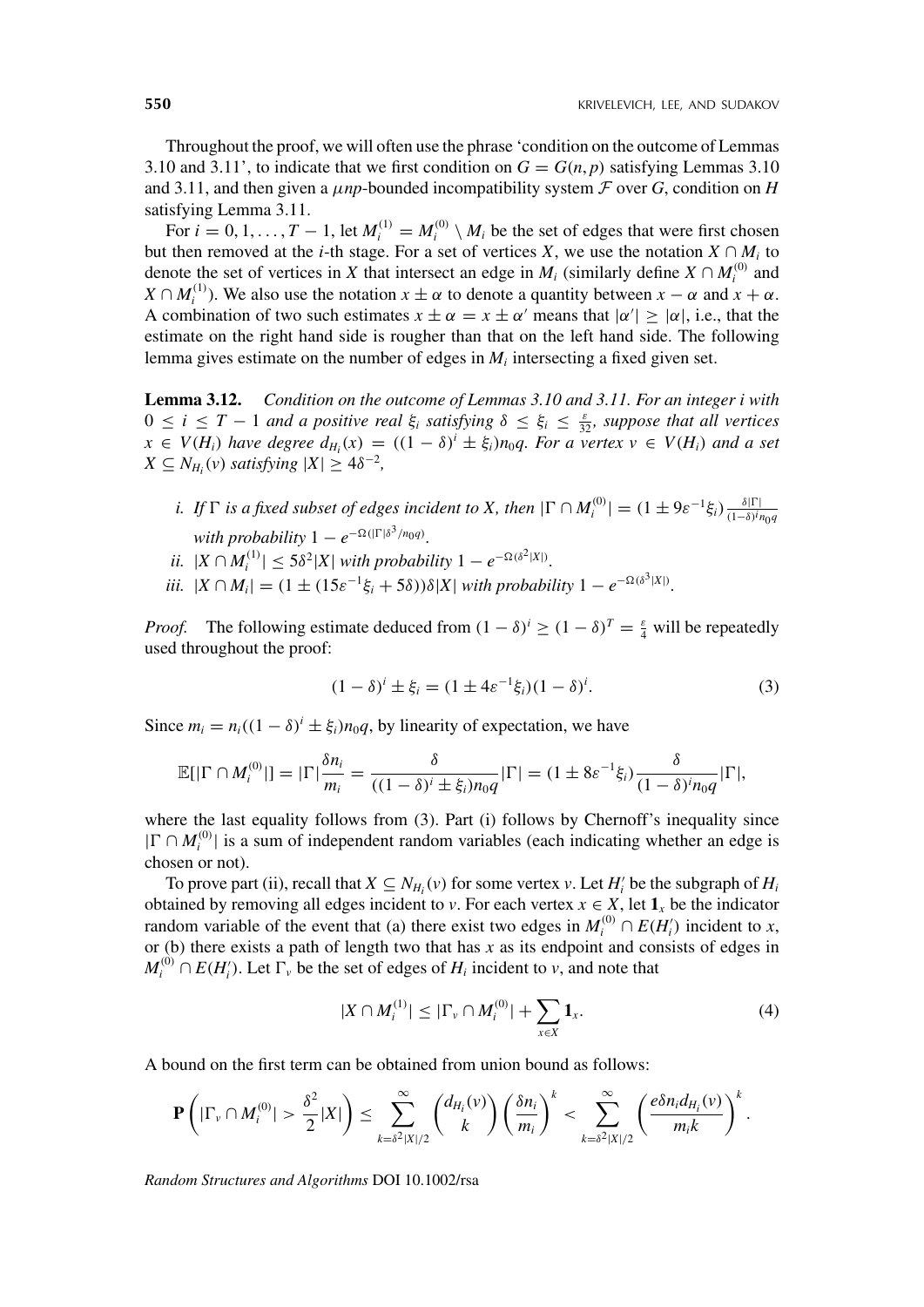Throughout the proof, we will often use the phrase 'condition on the outcome of Lemmas 3.10 and 3.11', to indicate that we first condition on $G = G(n,p)$ satisfying Lemmas 3.10 and 3.11, and then given a $\mu np$-bounded incompatibility system $\mathcal{F}$ over $G$, condition on $H$ satisfying Lemma 3.11.

For $i = 0, 1, \dots, T-1$, let $M_i^{(1)} = M_i^{(0)} \setminus M_i$ be the set of edges that were first chosen but then removed at the $i$-th stage. For a set of vertices $X$, we use the notation $X \cap M_i$ to denote the set of vertices in $X$ that intersect an edge in $M_i$ (similarly define $X \cap M_i^{(0)}$ and $X \cap M_i^{(1)}$). We also use the notation $x \pm \alpha$ to denote a quantity between $x - \alpha$ and $x + \alpha$. A combination of two such estimates $x \pm \alpha = x \pm \alpha'$ means that $|\alpha'| \geq |\alpha|$, i.e., that the estimate on the right hand side is rougher than that on the left hand side. The following lemma gives estimate on the number of edges in $M_i$ intersecting a fixed given set.

**Lemma 3.12.** *Condition on the outcome of Lemmas 3.10 and 3.11. For an integer $i$ with $0 \leq i \leq T-1$ and a positive real $\xi_i$ satisfying $\delta \leq \xi_i \leq \frac{\varepsilon}{32}$, suppose that all vertices $x \in V(H_i)$ have degree $d_{H_i}(x) = ((1-\delta)^i \pm \xi_i)n_0 q$. For a vertex $v \in V(H_i)$ and a set $X \subseteq N_{H_i}(v)$ satisfying $|X| \geq 4\delta^{-2}$,*

- *i. If $\Gamma$ is a fixed subset of edges incident to $X$, then $|\Gamma \cap M_i^{(0)}| = (1 \pm 9\varepsilon^{-1}\xi_i)\frac{\delta|\Gamma|}{(1-\delta)^i n_0 q}$ with probability $1 - e^{-\Omega(|\Gamma|\delta^3/n_0 q)}$.*
- *ii. $|X \cap M_i^{(1)}| \leq 5\delta^2|X|$ with probability $1 - e^{-\Omega(\delta^2|X|)}$.*
- *iii. $|X \cap M_i| = (1 \pm (15\varepsilon^{-1}\xi_i + 5\delta))\delta|X|$ with probability $1 - e^{-\Omega(\delta^3|X|)}$.*

*Proof.* The following estimate deduced from $(1-\delta)^i \geq (1-\delta)^T = \frac{\varepsilon}{4}$ will be repeatedly used throughout the proof:

$$(1-\delta)^i \pm \xi_i = (1 \pm 4\varepsilon^{-1}\xi_i)(1-\delta)^i. \tag{3}$$

Since $m_i = n_i((1-\delta)^i \pm \xi_i)n_0 q$, by linearity of expectation, we have

$$\mathbb{E}[|\Gamma \cap M_i^{(0)}|] = |\Gamma|\frac{\delta n_i}{m_i} = \frac{\delta}{((1-\delta)^i \pm \xi_i)n_0 q}|\Gamma| = (1 \pm 8\varepsilon^{-1}\xi_i)\frac{\delta}{(1-\delta)^i n_0 q}|\Gamma|,$$

where the last equality follows from (3). Part (i) follows by Chernoff's inequality since $|\Gamma \cap M_i^{(0)}|$ is a sum of independent random variables (each indicating whether an edge is chosen or not).

To prove part (ii), recall that $X \subseteq N_{H_i}(v)$ for some vertex $v$. Let $H_i'$ be the subgraph of $H_i$ obtained by removing all edges incident to $v$. For each vertex $x \in X$, let $\mathbf{1}_x$ be the indicator random variable of the event that (a) there exist two edges in $M_i^{(0)} \cap E(H_i')$ incident to $x$, or (b) there exists a path of length two that has $x$ as its endpoint and consists of edges in $M_i^{(0)} \cap E(H_i')$. Let $\Gamma_v$ be the set of edges of $H_i$ incident to $v$, and note that

$$|X \cap M_i^{(1)}| \leq |\Gamma_v \cap M_i^{(0)}| + \sum_{x \in X} \mathbf{1}_x. \tag{4}$$

A bound on the first term can be obtained from union bound as follows:

$$\mathbf{P}\left(|\Gamma_v \cap M_i^{(0)}| > \frac{\delta^2}{2}|X|\right) \leq \sum_{k=\delta^2|X|/2}^{\infty} \binom{d_{H_i}(v)}{k}\left(\frac{\delta n_i}{m_i}\right)^k < \sum_{k=\delta^2|X|/2}^{\infty} \left(\frac{e\delta n_i d_{H_i}(v)}{m_i k}\right)^k.$$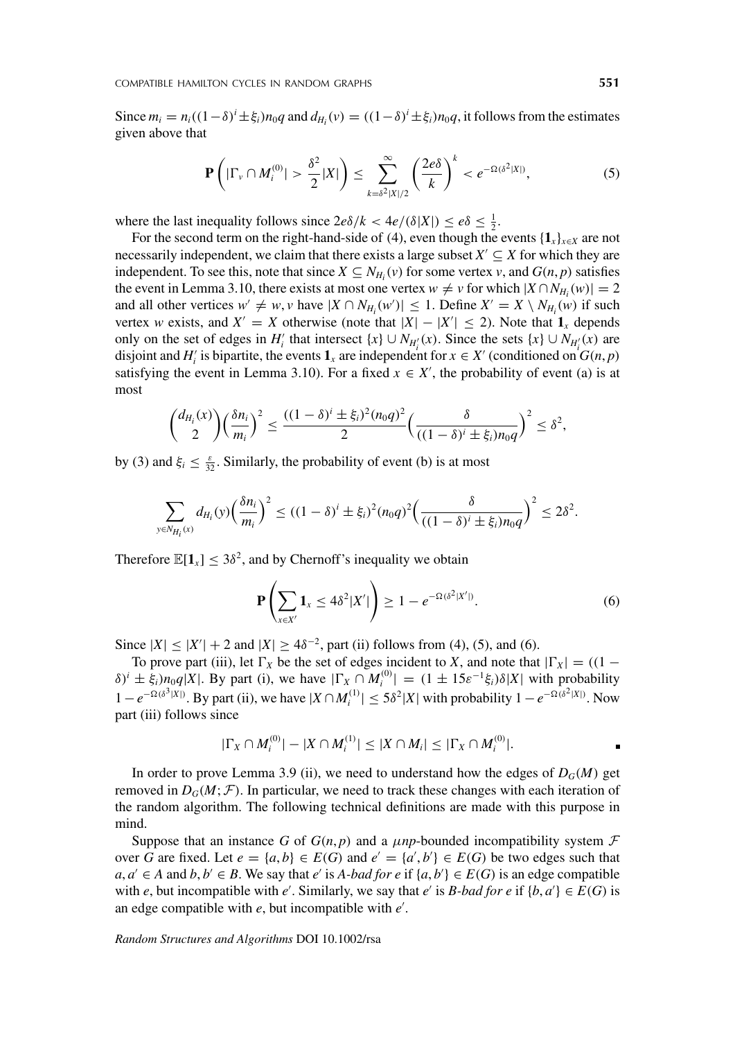Since $m_i = n_i((1-\delta)^i \pm \xi_i)n_0 q$ and $d_{H_i}(v) = ((1-\delta)^i \pm \xi_i)n_0 q$, it follows from the estimates given above that

$$\mathbf{P}\left(|\Gamma_v \cap M_i^{(0)}| > \frac{\delta^2}{2}|X|\right) \leq \sum_{k=\delta^2|X|/2}^{\infty} \left(\frac{2e\delta}{k}\right)^k < e^{-\Omega(\delta^2|X|)}, \tag{5}$$

where the last inequality follows since $2e\delta/k < 4e/(\delta|X|) \leq e\delta \leq \frac{1}{2}$.

For the second term on the right-hand-side of (4), even though the events $\{\mathbf{1}_x\}_{x\in X}$ are not necessarily independent, we claim that there exists a large subset $X' \subseteq X$ for which they are independent. To see this, note that since $X \subseteq N_{H_i}(v)$ for some vertex $v$, and $G(n,p)$ satisfies the event in Lemma 3.10, there exists at most one vertex $w \neq v$ for which $|X \cap N_{H_i}(w)| = 2$ and all other vertices $w' \neq w, v$ have $|X \cap N_{H_i}(w')| \leq 1$. Define $X' = X \setminus N_{H_i}(w)$ if such vertex $w$ exists, and $X' = X$ otherwise (note that $|X| - |X'| \leq 2$). Note that $\mathbf{1}_x$ depends only on the set of edges in $H_i'$ that intersect $\{x\} \cup N_{H_i'}(x)$. Since the sets $\{x\} \cup N_{H_i'}(x)$ are disjoint and $H_i'$ is bipartite, the events $\mathbf{1}_x$ are independent for $x \in X'$ (conditioned on $G(n,p)$ satisfying the event in Lemma 3.10). For a fixed $x \in X'$, the probability of event (a) is at most

$$\binom{d_{H_i}(x)}{2}\left(\frac{\delta n_i}{m_i}\right)^2 \leq \frac{((1-\delta)^i \pm \xi_i)^2 (n_0 q)^2}{2}\left(\frac{\delta}{((1-\delta)^i \pm \xi_i)n_0 q}\right)^2 \leq \delta^2,$$

by (3) and $\xi_i \leq \frac{\varepsilon}{32}$. Similarly, the probability of event (b) is at most

$$\sum_{y \in N_{H_i}(x)} d_{H_i}(y)\left(\frac{\delta n_i}{m_i}\right)^2 \leq ((1-\delta)^i \pm \xi_i)^2 (n_0 q)^2 \left(\frac{\delta}{((1-\delta)^i \pm \xi_i)n_0 q}\right)^2 \leq 2\delta^2.$$

Therefore $\mathbb{E}[\mathbf{1}_x] \leq 3\delta^2$, and by Chernoff's inequality we obtain

$$\mathbf{P}\left(\sum_{x \in X'} \mathbf{1}_x \leq 4\delta^2|X'|\right) \geq 1 - e^{-\Omega(\delta^2|X'|)}. \tag{6}$$

Since $|X| \leq |X'| + 2$ and $|X| \geq 4\delta^{-2}$, part (ii) follows from (4), (5), and (6).

To prove part (iii), let $\Gamma_X$ be the set of edges incident to $X$, and note that $|\Gamma_X| = ((1-\delta)^i \pm \xi_i)n_0 q|X|$. By part (i), we have $|\Gamma_X \cap M_i^{(0)}| = (1 \pm 15\varepsilon^{-1}\xi_i)\delta|X|$ with probability $1 - e^{-\Omega(\delta^3|X|)}$. By part (ii), we have $|X \cap M_i^{(1)}| \leq 5\delta^2|X|$ with probability $1 - e^{-\Omega(\delta^2|X|)}$. Now part (iii) follows since

$$|\Gamma_X \cap M_i^{(0)}| - |X \cap M_i^{(1)}| \leq |X \cap M_i| \leq |\Gamma_X \cap M_i^{(0)}|. \qquad \blacksquare$$

In order to prove Lemma 3.9 (ii), we need to understand how the edges of $D_G(M)$ get removed in $D_G(M;\mathcal{F})$. In particular, we need to track these changes with each iteration of the random algorithm. The following technical definitions are made with this purpose in mind.

Suppose that an instance $G$ of $G(n,p)$ and a $\mu np$-bounded incompatibility system $\mathcal{F}$ over $G$ are fixed. Let $e = \{a,b\} \in E(G)$ and $e' = \{a',b'\} \in E(G)$ be two edges such that $a, a' \in A$ and $b, b' \in B$. We say that $e'$ is *A-bad for e* if $\{a,b'\} \in E(G)$ is an edge compatible with $e$, but incompatible with $e'$. Similarly, we say that $e'$ is *B-bad for e* if $\{b,a'\} \in E(G)$ is an edge compatible with $e$, but incompatible with $e'$.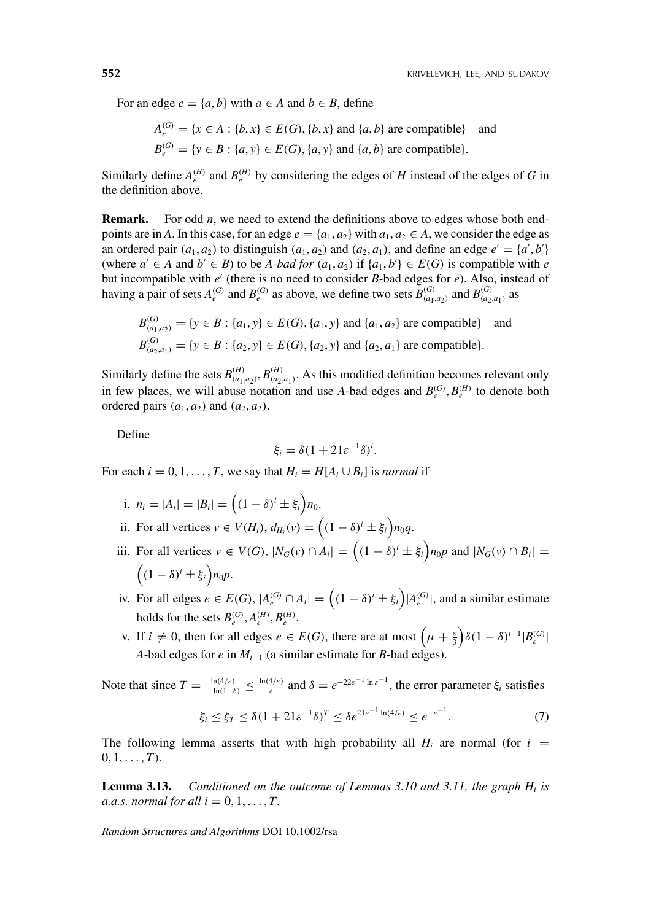For an edge $e = \{a, b\}$ with $a \in A$ and $b \in B$, define

$$A_e^{(G)} = \{x \in A : \{b, x\} \in E(G), \{b, x\} \text{ and } \{a, b\} \text{ are compatible}\} \quad \text{and}$$
$$B_e^{(G)} = \{y \in B : \{a, y\} \in E(G), \{a, y\} \text{ and } \{a, b\} \text{ are compatible}\}.$$

Similarly define $A_e^{(H)}$ and $B_e^{(H)}$ by considering the edges of $H$ instead of the edges of $G$ in the definition above.

**Remark.** For odd $n$, we need to extend the definitions above to edges whose both endpoints are in $A$. In this case, for an edge $e = \{a_1, a_2\}$ with $a_1, a_2 \in A$, we consider the edge as an ordered pair $(a_1, a_2)$ to distinguish $(a_1, a_2)$ and $(a_2, a_1)$, and define an edge $e' = \{a', b'\}$ (where $a' \in A$ and $b' \in B$) to be *A-bad for* $(a_1, a_2)$ if $\{a_1, b'\} \in E(G)$ is compatible with $e$ but incompatible with $e'$ (there is no need to consider $B$-bad edges for $e$). Also, instead of having a pair of sets $A_e^{(G)}$ and $B_e^{(G)}$ as above, we define two sets $B_{(a_1,a_2)}^{(G)}$ and $B_{(a_2,a_1)}^{(G)}$ as

$$B_{(a_1,a_2)}^{(G)} = \{y \in B : \{a_1, y\} \in E(G), \{a_1, y\} \text{ and } \{a_1, a_2\} \text{ are compatible}\} \quad \text{and}$$
$$B_{(a_2,a_1)}^{(G)} = \{y \in B : \{a_2, y\} \in E(G), \{a_2, y\} \text{ and } \{a_2, a_1\} \text{ are compatible}\}.$$

Similarly define the sets $B_{(a_1,a_2)}^{(H)}, B_{(a_2,a_1)}^{(H)}$. As this modified definition becomes relevant only in few places, we will abuse notation and use $A$-bad edges and $B_e^{(G)}, B_e^{(H)}$ to denote both ordered pairs $(a_1, a_2)$ and $(a_2, a_2)$.

Define

$$\xi_i = \delta(1 + 21\varepsilon^{-1}\delta)^i.$$

For each $i = 0, 1, \ldots, T$, we say that $H_i = H[A_i \cup B_i]$ is *normal* if

i. $n_i = |A_i| = |B_i| = \Big((1-\delta)^i \pm \xi_i\Big)n_0$.
ii. For all vertices $v \in V(H_i)$, $d_{H_i}(v) = \Big((1-\delta)^i \pm \xi_i\Big)n_0 q$.
iii. For all vertices $v \in V(G)$, $|N_G(v) \cap A_i| = \Big((1-\delta)^i \pm \xi_i\Big)n_0 p$ and $|N_G(v) \cap B_i| = \Big((1-\delta)^i \pm \xi_i\Big)n_0 p$.
iv. For all edges $e \in E(G)$, $|A_e^{(G)} \cap A_i| = \Big((1-\delta)^i \pm \xi_i\Big)|A_e^{(G)}|$, and a similar estimate holds for the sets $B_e^{(G)}, A_e^{(H)}, B_e^{(H)}$.
v. If $i \neq 0$, then for all edges $e \in E(G)$, there are at most $\Big(\mu + \frac{\varepsilon}{3}\Big)\delta(1-\delta)^{i-1}|B_e^{(G)}|$ $A$-bad edges for $e$ in $M_{i-1}$ (a similar estimate for $B$-bad edges).

Note that since $T = \frac{\ln(4/\varepsilon)}{-\ln(1-\delta)} \leq \frac{\ln(4/\varepsilon)}{\delta}$ and $\delta = e^{-22\varepsilon^{-1}\ln\varepsilon^{-1}}$, the error parameter $\xi_i$ satisfies

$$\xi_i \leq \xi_T \leq \delta(1 + 21\varepsilon^{-1}\delta)^T \leq \delta e^{21\varepsilon^{-1}\ln(4/\varepsilon)} \leq e^{-\varepsilon^{-1}}. \tag{7}$$

The following lemma asserts that with high probability all $H_i$ are normal (for $i = 0, 1, \ldots, T$).

**Lemma 3.13.** *Conditioned on the outcome of Lemmas 3.10 and 3.11, the graph $H_i$ is a.a.s. normal for all $i = 0, 1, \ldots, T$.*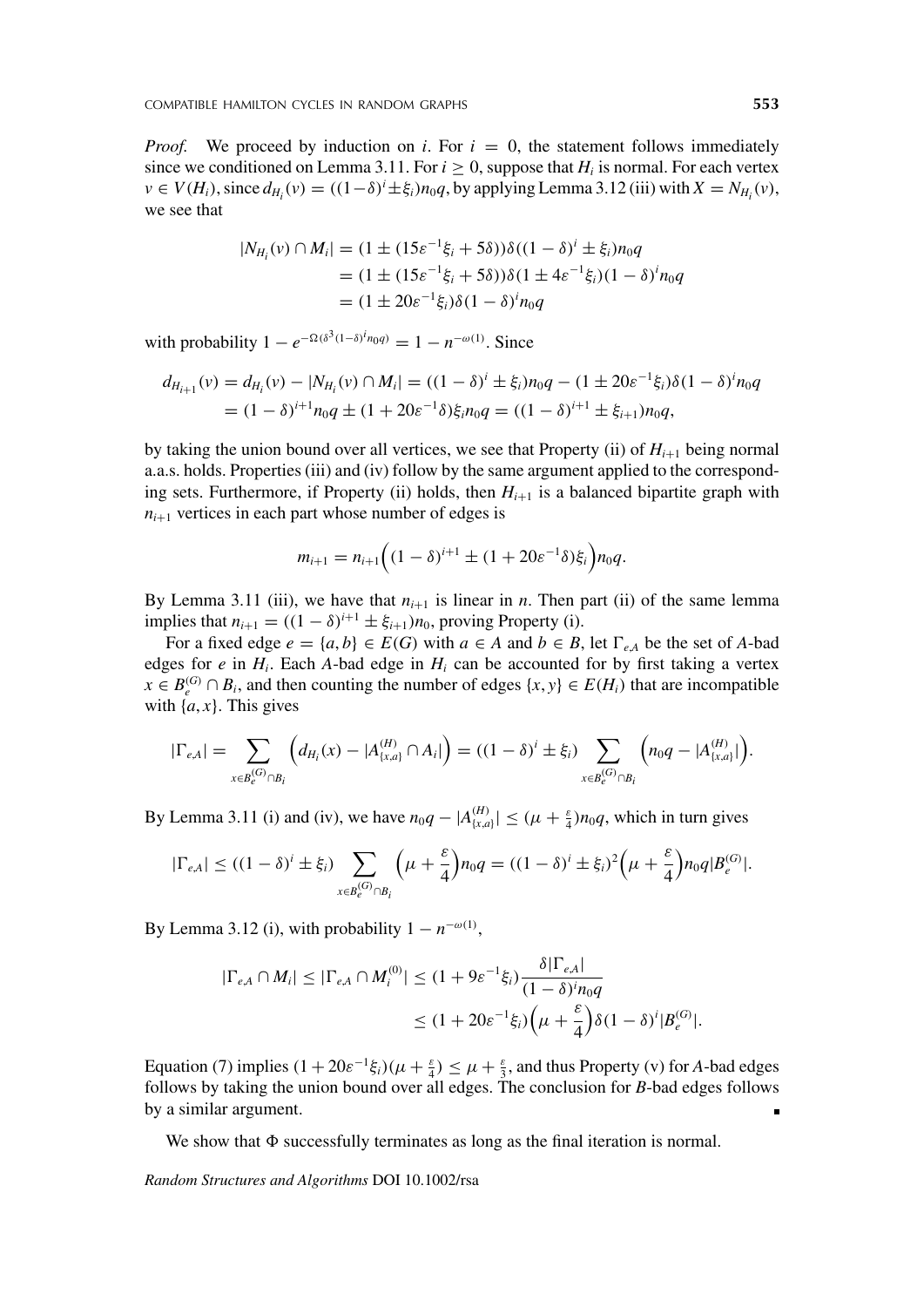*Proof.* We proceed by induction on $i$. For $i = 0$, the statement follows immediately since we conditioned on Lemma 3.11. For $i \geq 0$, suppose that $H_i$ is normal. For each vertex $v \in V(H_i)$, since $d_{H_i}(v) = ((1-\delta)^i \pm \xi_i)n_0q$, by applying Lemma 3.12 (iii) with $X = N_{H_i}(v)$, we see that

$$
\begin{aligned}
|N_{H_i}(v) \cap M_i| &= (1 \pm (15\varepsilon^{-1}\xi_i + 5\delta))\delta((1-\delta)^i \pm \xi_i)n_0q \\
&= (1 \pm (15\varepsilon^{-1}\xi_i + 5\delta))\delta(1 \pm 4\varepsilon^{-1}\xi_i)(1-\delta)^i n_0q \\
&= (1 \pm 20\varepsilon^{-1}\xi_i)\delta(1-\delta)^i n_0q
\end{aligned}
$$

with probability $1 - e^{-\Omega(\delta^3(1-\delta)^i n_0 q)} = 1 - n^{-\omega(1)}$. Since

$$
\begin{aligned}
d_{H_{i+1}}(v) &= d_{H_i}(v) - |N_{H_i}(v) \cap M_i| = ((1-\delta)^i \pm \xi_i)n_0q - (1 \pm 20\varepsilon^{-1}\xi_i)\delta(1-\delta)^i n_0q \\
&= (1-\delta)^{i+1}n_0q \pm (1 + 20\varepsilon^{-1}\delta)\xi_i n_0q = ((1-\delta)^{i+1} \pm \xi_{i+1})n_0q,
\end{aligned}
$$

by taking the union bound over all vertices, we see that Property (ii) of $H_{i+1}$ being normal a.a.s. holds. Properties (iii) and (iv) follow by the same argument applied to the corresponding sets. Furthermore, if Property (ii) holds, then $H_{i+1}$ is a balanced bipartite graph with $n_{i+1}$ vertices in each part whose number of edges is

$$
m_{i+1} = n_{i+1}\Big((1-\delta)^{i+1} \pm (1 + 20\varepsilon^{-1}\delta)\xi_i\Big)n_0q.
$$

By Lemma 3.11 (iii), we have that $n_{i+1}$ is linear in $n$. Then part (ii) of the same lemma implies that $n_{i+1} = ((1-\delta)^{i+1} \pm \xi_{i+1})n_0$, proving Property (i).

For a fixed edge $e = \{a, b\} \in E(G)$ with $a \in A$ and $b \in B$, let $\Gamma_{e,A}$ be the set of $A$-bad edges for $e$ in $H_i$. Each $A$-bad edge in $H_i$ can be accounted for by first taking a vertex $x \in B_e^{(G)} \cap B_i$, and then counting the number of edges $\{x, y\} \in E(H_i)$ that are incompatible with $\{a, x\}$. This gives

$$
|\Gamma_{e,A}| = \sum_{x \in B_e^{(G)} \cap B_i} \Big(d_{H_i}(x) - |A_{\{x,a\}}^{(H)} \cap A_i|\Big) = ((1-\delta)^i \pm \xi_i) \sum_{x \in B_e^{(G)} \cap B_i} \Big(n_0q - |A_{\{x,a\}}^{(H)}|\Big).
$$

By Lemma 3.11 (i) and (iv), we have $n_0q - |A_{\{x,a\}}^{(H)}| \leq (\mu + \frac{\varepsilon}{4})n_0q$, which in turn gives

$$
|\Gamma_{e,A}| \leq ((1-\delta)^i \pm \xi_i) \sum_{x \in B_e^{(G)} \cap B_i} \Big(\mu + \frac{\varepsilon}{4}\Big)n_0q = ((1-\delta)^i \pm \xi_i)^2\Big(\mu + \frac{\varepsilon}{4}\Big)n_0q|B_e^{(G)}|.
$$

By Lemma 3.12 (i), with probability $1 - n^{-\omega(1)}$,

$$
\begin{aligned}
|\Gamma_{e,A} \cap M_i| \leq |\Gamma_{e,A} \cap M_i^{(0)}| &\leq (1 + 9\varepsilon^{-1}\xi_i)\frac{\delta|\Gamma_{e,A}|}{(1-\delta)^i n_0q} \\
&\leq (1 + 20\varepsilon^{-1}\xi_i)\Big(\mu + \frac{\varepsilon}{4}\Big)\delta(1-\delta)^i|B_e^{(G)}|.
\end{aligned}
$$

Equation (7) implies $(1 + 20\varepsilon^{-1}\xi_i)(\mu + \frac{\varepsilon}{4}) \leq \mu + \frac{\varepsilon}{3}$, and thus Property (v) for $A$-bad edges follows by taking the union bound over all edges. The conclusion for $B$-bad edges follows by a similar argument. ∎

We show that $\Phi$ successfully terminates as long as the final iteration is normal.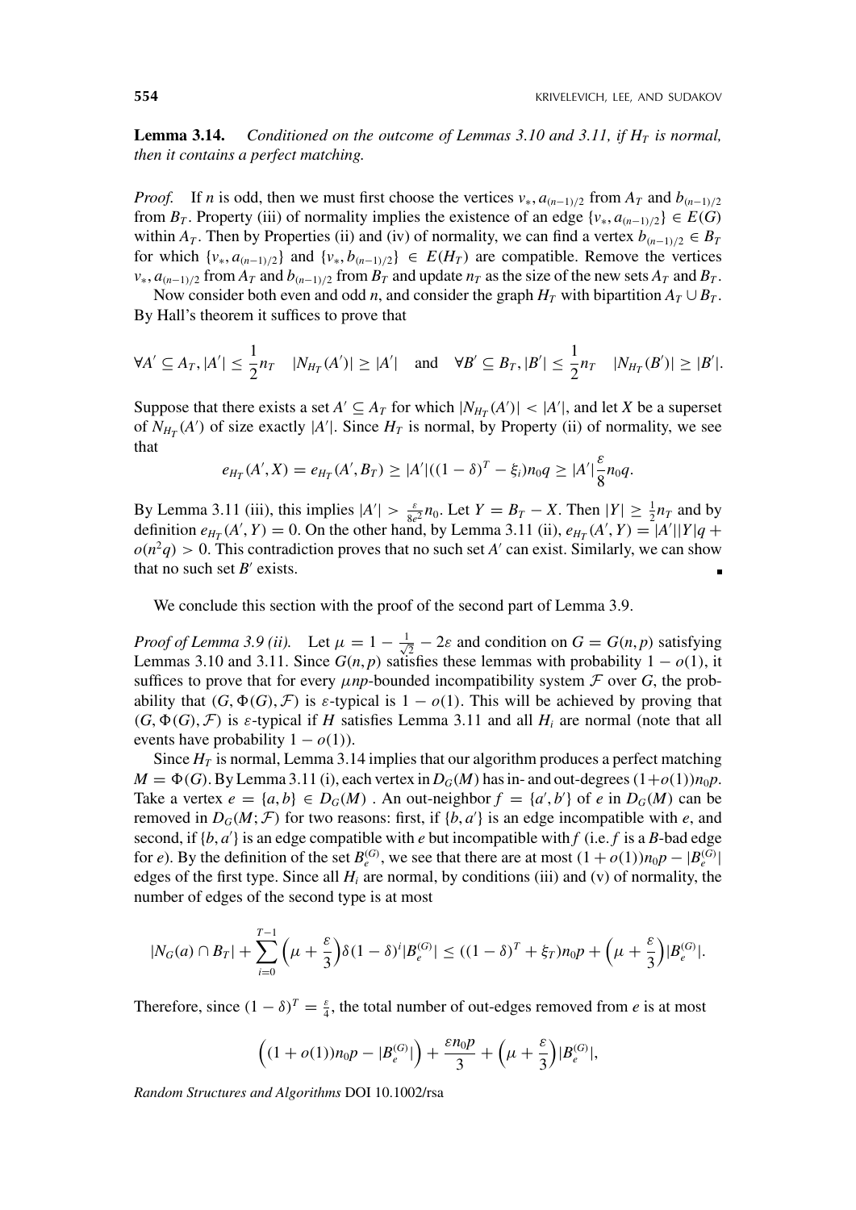**Lemma 3.14.** *Conditioned on the outcome of Lemmas 3.10 and 3.11, if $H_T$ is normal, then it contains a perfect matching.*

*Proof.* If $n$ is odd, then we must first choose the vertices $v_*, a_{(n-1)/2}$ from $A_T$ and $b_{(n-1)/2}$ from $B_T$. Property (iii) of normality implies the existence of an edge $\{v_*, a_{(n-1)/2}\} \in E(G)$ within $A_T$. Then by Properties (ii) and (iv) of normality, we can find a vertex $b_{(n-1)/2} \in B_T$ for which $\{v_*, a_{(n-1)/2}\}$ and $\{v_*, b_{(n-1)/2}\} \in E(H_T)$ are compatible. Remove the vertices $v_*, a_{(n-1)/2}$ from $A_T$ and $b_{(n-1)/2}$ from $B_T$ and update $n_T$ as the size of the new sets $A_T$ and $B_T$.

Now consider both even and odd $n$, and consider the graph $H_T$ with bipartition $A_T \cup B_T$. By Hall's theorem it suffices to prove that

$$\forall A' \subseteq A_T, |A'| \le \frac{1}{2}n_T \quad |N_{H_T}(A')| \ge |A'| \quad \text{and} \quad \forall B' \subseteq B_T, |B'| \le \frac{1}{2}n_T \quad |N_{H_T}(B')| \ge |B'|.$$

Suppose that there exists a set $A' \subseteq A_T$ for which $|N_{H_T}(A')| < |A'|$, and let $X$ be a superset of $N_{H_T}(A')$ of size exactly $|A'|$. Since $H_T$ is normal, by Property (ii) of normality, we see that

$$e_{H_T}(A', X) = e_{H_T}(A', B_T) \ge |A'|((1-\delta)^T - \xi_i)n_0 q \ge |A'|\frac{\varepsilon}{8}n_0 q.$$

By Lemma 3.11 (iii), this implies $|A'| > \frac{\varepsilon}{8e^2}n_0$. Let $Y = B_T - X$. Then $|Y| \ge \frac{1}{2}n_T$ and by definition $e_{H_T}(A', Y) = 0$. On the other hand, by Lemma 3.11 (ii), $e_{H_T}(A', Y) = |A'||Y|q + o(n^2 q) > 0$. This contradiction proves that no such set $A'$ can exist. Similarly, we can show that no such set $B'$ exists. ∎

We conclude this section with the proof of the second part of Lemma 3.9.

*Proof of Lemma 3.9 (ii).* Let $\mu = 1 - \frac{1}{\sqrt{2}} - 2\varepsilon$ and condition on $G = G(n,p)$ satisfying Lemmas 3.10 and 3.11. Since $G(n,p)$ satisfies these lemmas with probability $1 - o(1)$, it suffices to prove that for every $\mu np$-bounded incompatibility system $\mathcal{F}$ over $G$, the probability that $(G, \Phi(G), \mathcal{F})$ is $\varepsilon$-typical is $1 - o(1)$. This will be achieved by proving that $(G, \Phi(G), \mathcal{F})$ is $\varepsilon$-typical if $H$ satisfies Lemma 3.11 and all $H_i$ are normal (note that all events have probability $1 - o(1)$).

Since $H_T$ is normal, Lemma 3.14 implies that our algorithm produces a perfect matching $M = \Phi(G)$. By Lemma 3.11 (i), each vertex in $D_G(M)$ has in- and out-degrees $(1+o(1))n_0 p$. Take a vertex $e = \{a, b\} \in D_G(M)$ . An out-neighbor $f = \{a', b'\}$ of $e$ in $D_G(M)$ can be removed in $D_G(M; \mathcal{F})$ for two reasons: first, if $\{b, a'\}$ is an edge incompatible with $e$, and second, if $\{b, a'\}$ is an edge compatible with $e$ but incompatible with $f$ (i.e. $f$ is a $B$-bad edge for $e$). By the definition of the set $B_e^{(G)}$, we see that there are at most $(1+o(1))n_0 p - |B_e^{(G)}|$ edges of the first type. Since all $H_i$ are normal, by conditions (iii) and (v) of normality, the number of edges of the second type is at most

$$|N_G(a) \cap B_T| + \sum_{i=0}^{T-1}\Big(\mu + \frac{\varepsilon}{3}\Big)\delta(1-\delta)^i |B_e^{(G)}| \le ((1-\delta)^T + \xi_T)n_0 p + \Big(\mu + \frac{\varepsilon}{3}\Big)|B_e^{(G)}|.$$

Therefore, since $(1-\delta)^T = \frac{\varepsilon}{4}$, the total number of out-edges removed from $e$ is at most

$$\Big((1+o(1))n_0 p - |B_e^{(G)}|\Big) + \frac{\varepsilon n_0 p}{3} + \Big(\mu + \frac{\varepsilon}{3}\Big)|B_e^{(G)}|,$$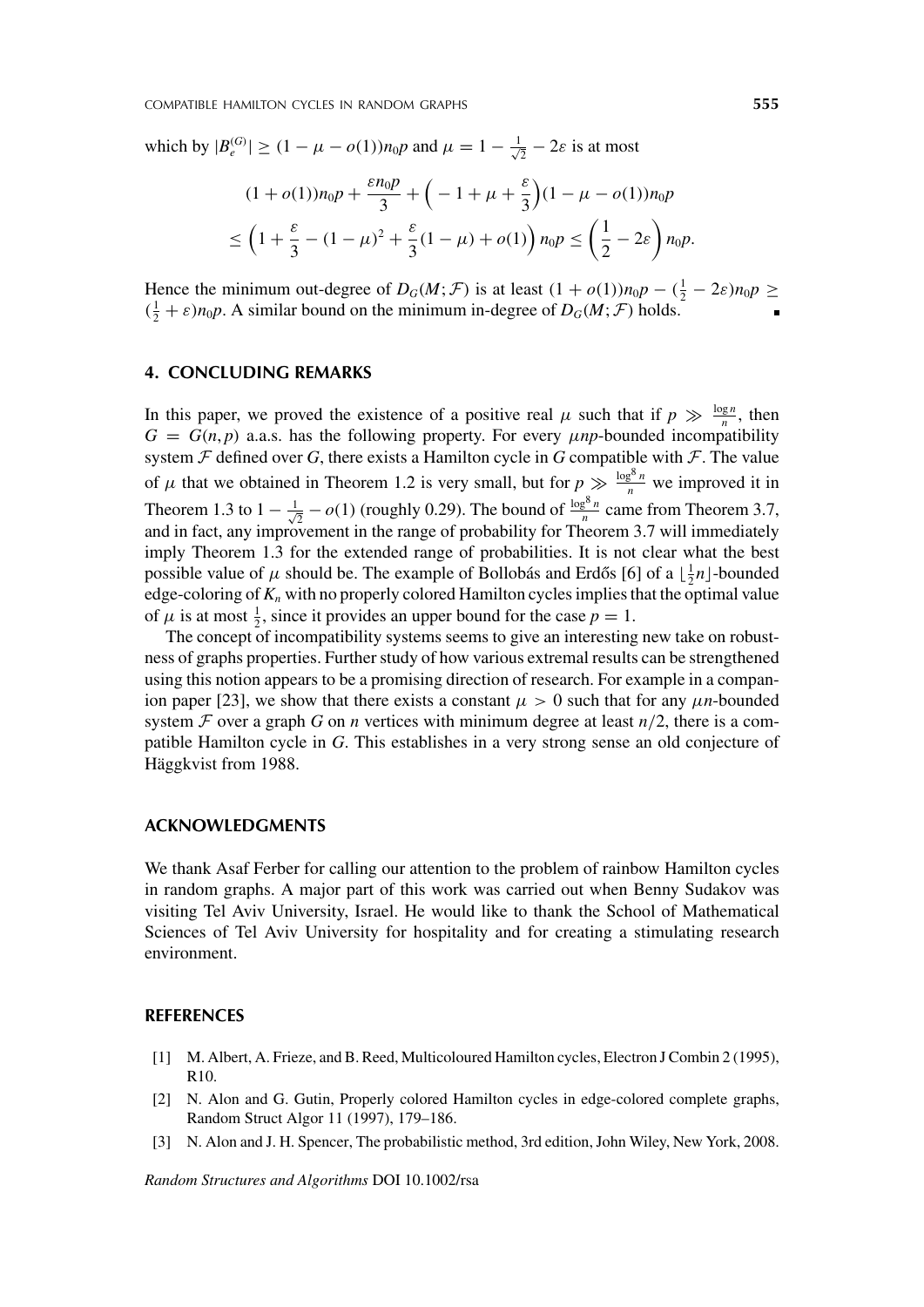which by $|B_e^{(G)}| \geq (1 - \mu - o(1))n_0p$ and $\mu = 1 - \frac{1}{\sqrt{2}} - 2\varepsilon$ is at most

$$
\begin{aligned}
&(1 + o(1))n_0p + \frac{\varepsilon n_0 p}{3} + \Big( -1 + \mu + \frac{\varepsilon}{3}\Big)(1 - \mu - o(1))n_0p \\
&\leq \left(1 + \frac{\varepsilon}{3} - (1-\mu)^2 + \frac{\varepsilon}{3}(1-\mu) + o(1)\right) n_0p \leq \left(\frac{1}{2} - 2\varepsilon\right) n_0p.
\end{aligned}
$$

Hence the minimum out-degree of $D_G(M; \mathcal{F})$ is at least $(1 + o(1))n_0p - (\frac{1}{2} - 2\varepsilon)n_0p \geq (\frac{1}{2} + \varepsilon)n_0p$. A similar bound on the minimum in-degree of $D_G(M; \mathcal{F})$ holds. ■

## 4. CONCLUDING REMARKS

In this paper, we proved the existence of a positive real $\mu$ such that if $p \gg \frac{\log n}{n}$, then $G = G(n,p)$ a.a.s. has the following property. For every $\mu np$-bounded incompatibility system $\mathcal{F}$ defined over $G$, there exists a Hamilton cycle in $G$ compatible with $\mathcal{F}$. The value of $\mu$ that we obtained in Theorem 1.2 is very small, but for $p \gg \frac{\log^8 n}{n}$ we improved it in Theorem 1.3 to $1 - \frac{1}{\sqrt{2}} - o(1)$ (roughly 0.29). The bound of $\frac{\log^8 n}{n}$ came from Theorem 3.7, and in fact, any improvement in the range of probability for Theorem 3.7 will immediately imply Theorem 1.3 for the extended range of probabilities. It is not clear what the best possible value of $\mu$ should be. The example of Bollobás and Erdős [6] of a $\lfloor \frac{1}{2}n \rfloor$-bounded edge-coloring of $K_n$ with no properly colored Hamilton cycles implies that the optimal value of $\mu$ is at most $\frac{1}{2}$, since it provides an upper bound for the case $p = 1$.

The concept of incompatibility systems seems to give an interesting new take on robustness of graphs properties. Further study of how various extremal results can be strengthened using this notion appears to be a promising direction of research. For example in a companion paper [23], we show that there exists a constant $\mu > 0$ such that for any $\mu n$-bounded system $\mathcal{F}$ over a graph $G$ on $n$ vertices with minimum degree at least $n/2$, there is a compatible Hamilton cycle in $G$. This establishes in a very strong sense an old conjecture of Häggkvist from 1988.

## ACKNOWLEDGMENTS

We thank Asaf Ferber for calling our attention to the problem of rainbow Hamilton cycles in random graphs. A major part of this work was carried out when Benny Sudakov was visiting Tel Aviv University, Israel. He would like to thank the School of Mathematical Sciences of Tel Aviv University for hospitality and for creating a stimulating research environment.

## REFERENCES

[1] M. Albert, A. Frieze, and B. Reed, Multicoloured Hamilton cycles, Electron J Combin 2 (1995), R10.

[2] N. Alon and G. Gutin, Properly colored Hamilton cycles in edge-colored complete graphs, Random Struct Algor 11 (1997), 179–186.

[3] N. Alon and J. H. Spencer, The probabilistic method, 3rd edition, John Wiley, New York, 2008.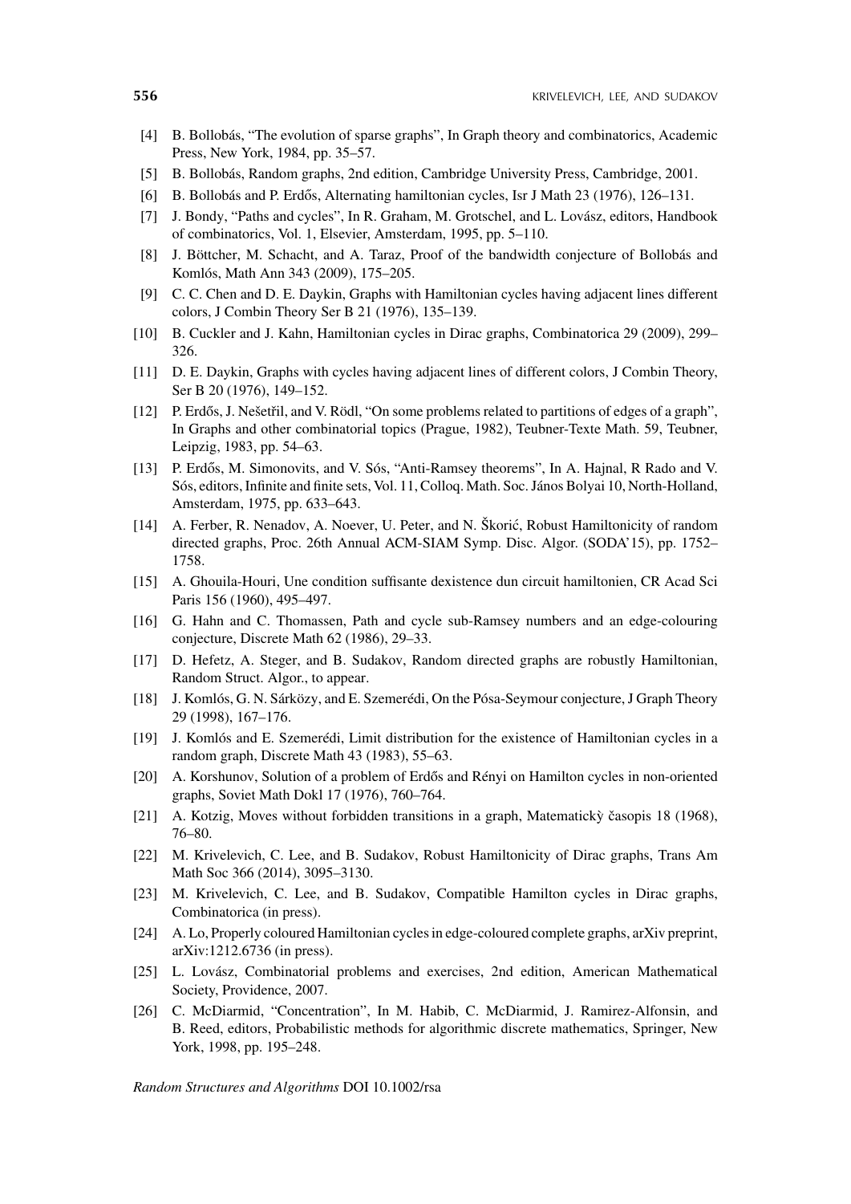[4] B. Bollobás, "The evolution of sparse graphs", In Graph theory and combinatorics, Academic Press, New York, 1984, pp. 35–57.

[5] B. Bollobás, Random graphs, 2nd edition, Cambridge University Press, Cambridge, 2001.

[6] B. Bollobás and P. Erdős, Alternating hamiltonian cycles, Isr J Math 23 (1976), 126–131.

[7] J. Bondy, "Paths and cycles", In R. Graham, M. Grotschel, and L. Lovász, editors, Handbook of combinatorics, Vol. 1, Elsevier, Amsterdam, 1995, pp. 5–110.

[8] J. Böttcher, M. Schacht, and A. Taraz, Proof of the bandwidth conjecture of Bollobás and Komlós, Math Ann 343 (2009), 175–205.

[9] C. C. Chen and D. E. Daykin, Graphs with Hamiltonian cycles having adjacent lines different colors, J Combin Theory Ser B 21 (1976), 135–139.

[10] B. Cuckler and J. Kahn, Hamiltonian cycles in Dirac graphs, Combinatorica 29 (2009), 299–326.

[11] D. E. Daykin, Graphs with cycles having adjacent lines of different colors, J Combin Theory, Ser B 20 (1976), 149–152.

[12] P. Erdős, J. Nešetřil, and V. Rödl, "On some problems related to partitions of edges of a graph", In Graphs and other combinatorial topics (Prague, 1982), Teubner-Texte Math. 59, Teubner, Leipzig, 1983, pp. 54–63.

[13] P. Erdős, M. Simonovits, and V. Sós, "Anti-Ramsey theorems", In A. Hajnal, R Rado and V. Sós, editors, Infinite and finite sets, Vol. 11, Colloq. Math. Soc. János Bolyai 10, North-Holland, Amsterdam, 1975, pp. 633–643.

[14] A. Ferber, R. Nenadov, A. Noever, U. Peter, and N. Škorić, Robust Hamiltonicity of random directed graphs, Proc. 26th Annual ACM-SIAM Symp. Disc. Algor. (SODA'15), pp. 1752–1758.

[15] A. Ghouila-Houri, Une condition suffisante dexistence dun circuit hamiltonien, CR Acad Sci Paris 156 (1960), 495–497.

[16] G. Hahn and C. Thomassen, Path and cycle sub-Ramsey numbers and an edge-colouring conjecture, Discrete Math 62 (1986), 29–33.

[17] D. Hefetz, A. Steger, and B. Sudakov, Random directed graphs are robustly Hamiltonian, Random Struct. Algor., to appear.

[18] J. Komlós, G. N. Sárközy, and E. Szemerédi, On the Pósa-Seymour conjecture, J Graph Theory 29 (1998), 167–176.

[19] J. Komlós and E. Szemerédi, Limit distribution for the existence of Hamiltonian cycles in a random graph, Discrete Math 43 (1983), 55–63.

[20] A. Korshunov, Solution of a problem of Erdős and Rényi on Hamilton cycles in non-oriented graphs, Soviet Math Dokl 17 (1976), 760–764.

[21] A. Kotzig, Moves without forbidden transitions in a graph, Matematickỳ časopis 18 (1968), 76–80.

[22] M. Krivelevich, C. Lee, and B. Sudakov, Robust Hamiltonicity of Dirac graphs, Trans Am Math Soc 366 (2014), 3095–3130.

[23] M. Krivelevich, C. Lee, and B. Sudakov, Compatible Hamilton cycles in Dirac graphs, Combinatorica (in press).

[24] A. Lo, Properly coloured Hamiltonian cycles in edge-coloured complete graphs, arXiv preprint, arXiv:1212.6736 (in press).

[25] L. Lovász, Combinatorial problems and exercises, 2nd edition, American Mathematical Society, Providence, 2007.

[26] C. McDiarmid, "Concentration", In M. Habib, C. McDiarmid, J. Ramirez-Alfonsin, and B. Reed, editors, Probabilistic methods for algorithmic discrete mathematics, Springer, New York, 1998, pp. 195–248.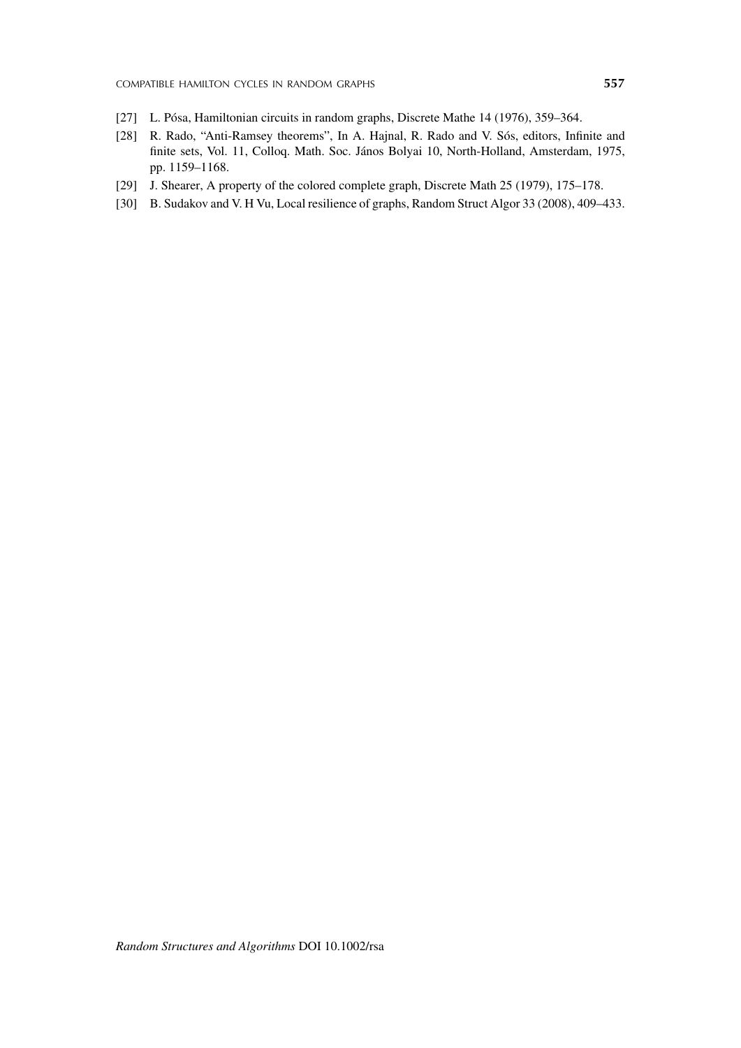[27] L. Pósa, Hamiltonian circuits in random graphs, Discrete Mathe 14 (1976), 359–364.

[28] R. Rado, "Anti-Ramsey theorems", In A. Hajnal, R. Rado and V. Sós, editors, Infinite and finite sets, Vol. 11, Colloq. Math. Soc. János Bolyai 10, North-Holland, Amsterdam, 1975, pp. 1159–1168.

[29] J. Shearer, A property of the colored complete graph, Discrete Math 25 (1979), 175–178.

[30] B. Sudakov and V. H Vu, Local resilience of graphs, Random Struct Algor 33 (2008), 409–433.